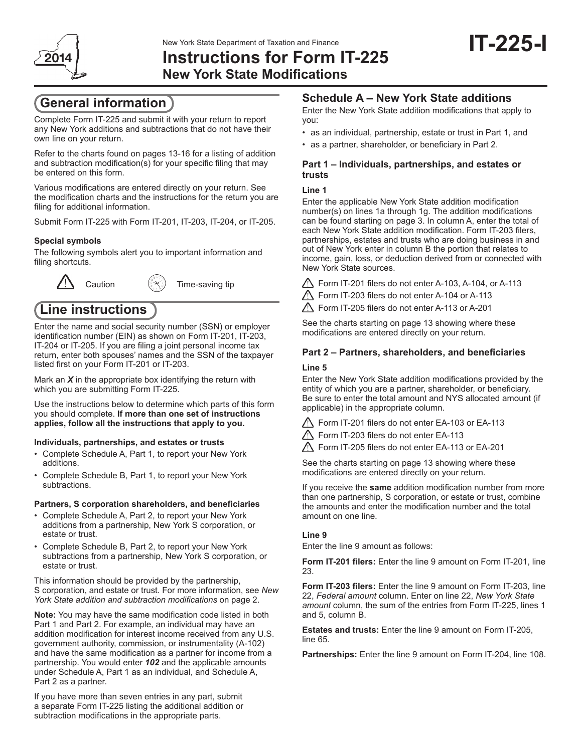New York State Department of Taxation and Finance

# Instructions for Form IT-225 New York State Modifications

**IT-225-I**

2014

## General information

Complete Form IT-225 and submit it with your return to report any New York additions and subtractions that do not have their own line on your return.

Refer to the charts found on pages 13-16 for a listing of addition and subtraction modification(s) for your specific filing that may be entered on this form.

Various modifications are entered directly on your return. See the modification charts and the instructions for the return you are filing for additional information.

Submit Form IT-225 with Form IT-201, IT-203, IT-204, or IT-205.

**Special symbols**

The following symbols alert you to important information and filing shortcuts.

⚠ Caution  Time-saving tip

## Line instructions

Enter the name and social security number (SSN) or employer identification number (EIN) as shown on Form IT-201, IT-203, IT-204 or IT-205. If you are filing a joint personal income tax return, enter both spouses' names and the SSN of the taxpayer listed first on your Form IT-201 or IT-203.

Mark an ***X*** in the appropriate box identifying the return with which you are submitting Form IT-225.

Use the instructions below to determine which parts of this form you should complete. **If more than one set of instructions applies, follow all the instructions that apply to you.**

**Individuals, partnerships, and estates or trusts**

- Complete Schedule A, Part 1, to report your New York additions.
- Complete Schedule B, Part 1, to report your New York subtractions.

**Partners, S corporation shareholders, and beneficiaries**

- Complete Schedule A, Part 2, to report your New York additions from a partnership, New York S corporation, or estate or trust.
- Complete Schedule B, Part 2, to report your New York subtractions from a partnership, New York S corporation, or estate or trust.

This information should be provided by the partnership, S corporation, and estate or trust. For more information, see *New York State addition and subtraction modifications* on page 2.

**Note:** You may have the same modification code listed in both Part 1 and Part 2. For example, an individual may have an addition modification for interest income received from any U.S. government authority, commission, or instrumentality (A-102) and have the same modification as a partner for income from a partnership. You would enter ***102*** and the applicable amounts under Schedule A, Part 1 as an individual, and Schedule A, Part 2 as a partner.

If you have more than seven entries in any part, submit a separate Form IT-225 listing the additional addition or subtraction modifications in the appropriate parts.

## Schedule A – New York State additions

Enter the New York State addition modifications that apply to you:

- as an individual, partnership, estate or trust in Part 1, and
- as a partner, shareholder, or beneficiary in Part 2.

### Part 1 – Individuals, partnerships, and estates or trusts

**Line 1**

Enter the applicable New York State addition modification number(s) on lines 1a through 1g. The addition modifications can be found starting on page 3. In column A, enter the total of each New York State addition modification. Form IT-203 filers, partnerships, estates and trusts who are doing business in and out of New York enter in column B the portion that relates to income, gain, loss, or deduction derived from or connected with New York State sources.

⚠ Form IT-201 filers do not enter A-103, A-104, or A-113

⚠ Form IT-203 filers do not enter A-104 or A-113

⚠ Form IT-205 filers do not enter A-113 or A-201

See the charts starting on page 13 showing where these modifications are entered directly on your return.

### Part 2 – Partners, shareholders, and beneficiaries

**Line 5**

Enter the New York State addition modifications provided by the entity of which you are a partner, shareholder, or beneficiary. Be sure to enter the total amount and NYS allocated amount (if applicable) in the appropriate column.

⚠ Form IT-201 filers do not enter EA-103 or EA-113

⚠ Form IT-203 filers do not enter EA-113

⚠ Form IT-205 filers do not enter EA-113 or EA-201

See the charts starting on page 13 showing where these modifications are entered directly on your return.

If you receive the **same** addition modification number from more than one partnership, S corporation, or estate or trust, combine the amounts and enter the modification number and the total amount on one line.

**Line 9**

Enter the line 9 amount as follows:

**Form IT-201 filers:** Enter the line 9 amount on Form IT-201, line 23.

**Form IT-203 filers:** Enter the line 9 amount on Form IT-203, line 22, *Federal amount* column. Enter on line 22, *New York State amount* column, the sum of the entries from Form IT-225, lines 1 and 5, column B.

**Estates and trusts:** Enter the line 9 amount on Form IT-205, line 65.

**Partnerships:** Enter the line 9 amount on Form IT-204, line 108.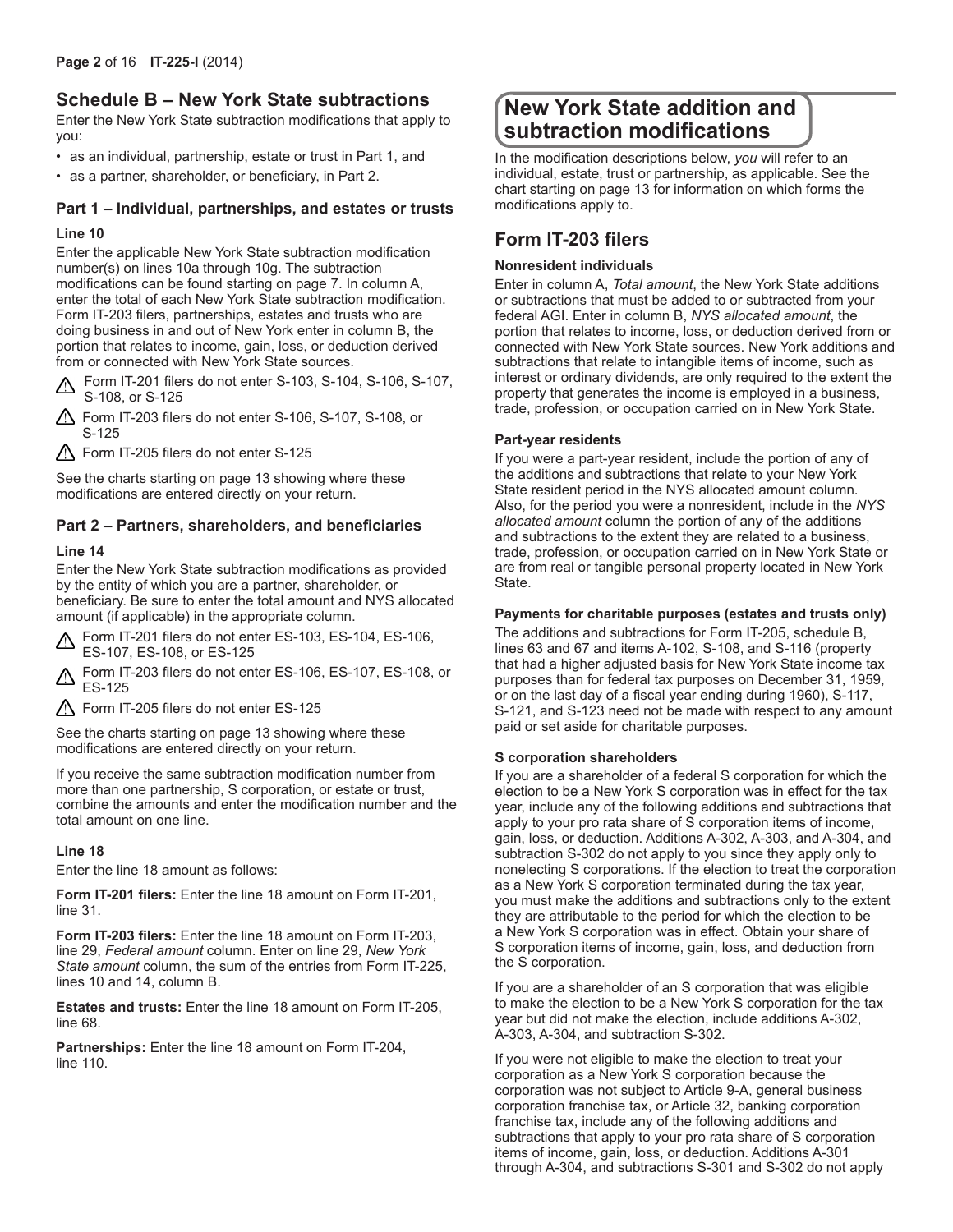## Schedule B – New York State subtractions

Enter the New York State subtraction modifications that apply to you:

- as an individual, partnership, estate or trust in Part 1, and
- as a partner, shareholder, or beneficiary, in Part 2.

### Part 1 – Individual, partnerships, and estates or trusts

**Line 10**

Enter the applicable New York State subtraction modification number(s) on lines 10a through 10g. The subtraction modifications can be found starting on page 7. In column A, enter the total of each New York State subtraction modification. Form IT-203 filers, partnerships, estates and trusts who are doing business in and out of New York enter in column B, the portion that relates to income, gain, loss, or deduction derived from or connected with New York State sources.

⚠ Form IT-201 filers do not enter S-103, S-104, S-106, S-107, S-108, or S-125

⚠ Form IT-203 filers do not enter S-106, S-107, S-108, or S-125

⚠ Form IT-205 filers do not enter S-125

See the charts starting on page 13 showing where these modifications are entered directly on your return.

### Part 2 – Partners, shareholders, and beneficiaries

**Line 14**

Enter the New York State subtraction modifications as provided by the entity of which you are a partner, shareholder, or beneficiary. Be sure to enter the total amount and NYS allocated amount (if applicable) in the appropriate column.

⚠ Form IT-201 filers do not enter ES-103, ES-104, ES-106, ES-107, ES-108, or ES-125

⚠ Form IT-203 filers do not enter ES-106, ES-107, ES-108, or ES-125

⚠ Form IT-205 filers do not enter ES-125

See the charts starting on page 13 showing where these modifications are entered directly on your return.

If you receive the same subtraction modification number from more than one partnership, S corporation, or estate or trust, combine the amounts and enter the modification number and the total amount on one line.

**Line 18**

Enter the line 18 amount as follows:

**Form IT-201 filers:** Enter the line 18 amount on Form IT-201, line 31.

**Form IT-203 filers:** Enter the line 18 amount on Form IT-203, line 29, *Federal amount* column. Enter on line 29, *New York State amount* column, the sum of the entries from Form IT-225, lines 10 and 14, column B.

**Estates and trusts:** Enter the line 18 amount on Form IT-205, line 68.

**Partnerships:** Enter the line 18 amount on Form IT-204, line 110.

## New York State addition and subtraction modifications

In the modification descriptions below, *you* will refer to an individual, estate, trust or partnership, as applicable. See the chart starting on page 13 for information on which forms the modifications apply to.

## Form IT-203 filers

**Nonresident individuals**

Enter in column A, *Total amount*, the New York State additions or subtractions that must be added to or subtracted from your federal AGI. Enter in column B, *NYS allocated amount*, the portion that relates to income, loss, or deduction derived from or connected with New York State sources. New York additions and subtractions that relate to intangible items of income, such as interest or ordinary dividends, are only required to the extent the property that generates the income is employed in a business, trade, profession, or occupation carried on in New York State.

**Part-year residents**

If you were a part-year resident, include the portion of any of the additions and subtractions that relate to your New York State resident period in the NYS allocated amount column. Also, for the period you were a nonresident, include in the *NYS allocated amount* column the portion of any of the additions and subtractions to the extent they are related to a business, trade, profession, or occupation carried on in New York State or are from real or tangible personal property located in New York State.

**Payments for charitable purposes (estates and trusts only)**

The additions and subtractions for Form IT-205, schedule B, lines 63 and 67 and items A-102, S-108, and S-116 (property that had a higher adjusted basis for New York State income tax purposes than for federal tax purposes on December 31, 1959, or on the last day of a fiscal year ending during 1960), S-117, S-121, and S-123 need not be made with respect to any amount paid or set aside for charitable purposes.

**S corporation shareholders**

If you are a shareholder of a federal S corporation for which the election to be a New York S corporation was in effect for the tax year, include any of the following additions and subtractions that apply to your pro rata share of S corporation items of income, gain, loss, or deduction. Additions A-302, A-303, and A-304, and subtraction S-302 do not apply to you since they apply only to nonelecting S corporations. If the election to treat the corporation as a New York S corporation terminated during the tax year, you must make the additions and subtractions only to the extent they are attributable to the period for which the election to be a New York S corporation was in effect. Obtain your share of S corporation items of income, gain, loss, and deduction from the S corporation.

If you are a shareholder of an S corporation that was eligible to make the election to be a New York S corporation for the tax year but did not make the election, include additions A-302, A-303, A-304, and subtraction S-302.

If you were not eligible to make the election to treat your corporation as a New York S corporation because the corporation was not subject to Article 9-A, general business corporation franchise tax, or Article 32, banking corporation franchise tax, include any of the following additions and subtractions that apply to your pro rata share of S corporation items of income, gain, loss, or deduction. Additions A-301 through A-304, and subtractions S-301 and S-302 do not apply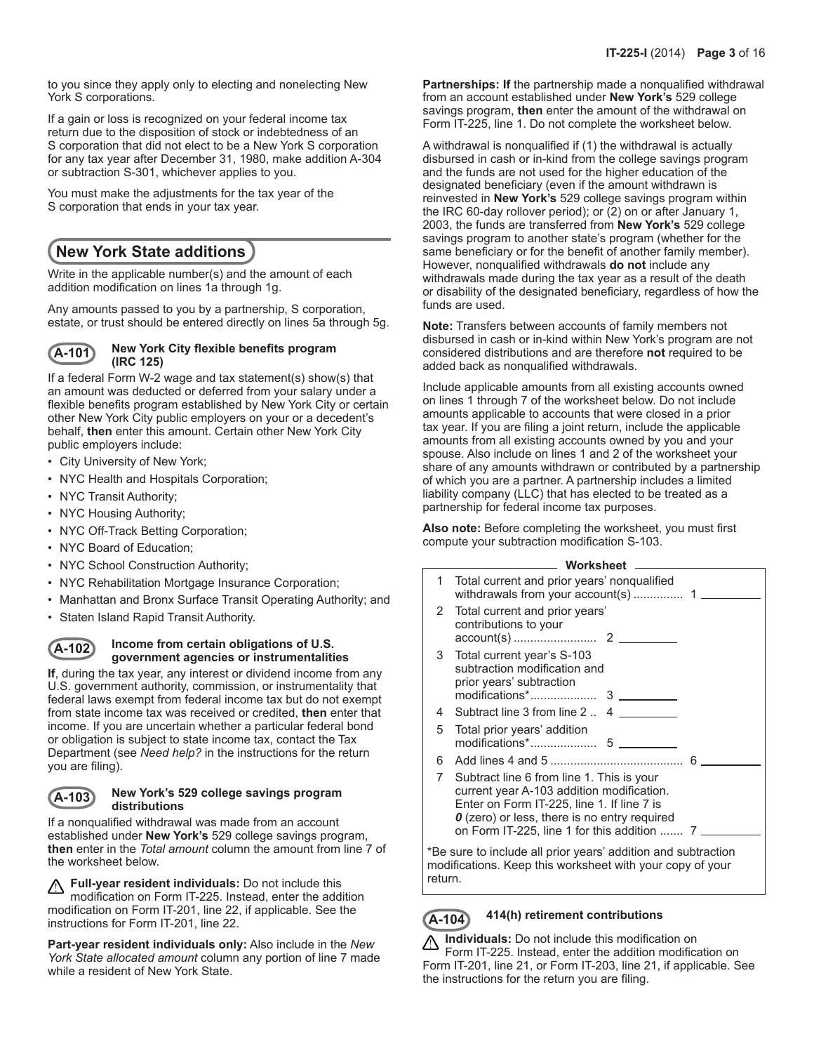to you since they apply only to electing and nonelecting New York S corporations.

If a gain or loss is recognized on your federal income tax return due to the disposition of stock or indebtedness of an S corporation that did not elect to be a New York S corporation for any tax year after December 31, 1980, make addition A-304 or subtraction S-301, whichever applies to you.

You must make the adjustments for the tax year of the S corporation that ends in your tax year.

## New York State additions

Write in the applicable number(s) and the amount of each addition modification on lines 1a through 1g.

Any amounts passed to you by a partnership, S corporation, estate, or trust should be entered directly on lines 5a through 5g.

### A-101 New York City flexible benefits program (IRC 125)

If a federal Form W-2 wage and tax statement(s) show(s) that an amount was deducted or deferred from your salary under a flexible benefits program established by New York City or certain other New York City public employers on your or a decedent's behalf, **then** enter this amount. Certain other New York City public employers include:

- City University of New York;
- NYC Health and Hospitals Corporation;
- NYC Transit Authority;
- NYC Housing Authority;
- NYC Off-Track Betting Corporation;
- NYC Board of Education;
- NYC School Construction Authority;
- NYC Rehabilitation Mortgage Insurance Corporation;
- Manhattan and Bronx Surface Transit Operating Authority; and
- Staten Island Rapid Transit Authority.

### A-102 Income from certain obligations of U.S. government agencies or instrumentalities

**If**, during the tax year, any interest or dividend income from any U.S. government authority, commission, or instrumentality that federal laws exempt from federal income tax but do not exempt from state income tax was received or credited, **then** enter that income. If you are uncertain whether a particular federal bond or obligation is subject to state income tax, contact the Tax Department (see *Need help?* in the instructions for the return you are filing).

### A-103 New York's 529 college savings program distributions

If a nonqualified withdrawal was made from an account established under **New York's** 529 college savings program, **then** enter in the *Total amount* column the amount from line 7 of the worksheet below.

**Full-year resident individuals:** Do not include this modification on Form IT-225. Instead, enter the addition modification on Form IT-201, line 22, if applicable. See the instructions for Form IT-201, line 22.

**Part-year resident individuals only:** Also include in the *New York State allocated amount* column any portion of line 7 made while a resident of New York State.

**Partnerships: If** the partnership made a nonqualified withdrawal from an account established under **New York's** 529 college savings program, **then** enter the amount of the withdrawal on Form IT-225, line 1. Do not complete the worksheet below.

A withdrawal is nonqualified if (1) the withdrawal is actually disbursed in cash or in-kind from the college savings program and the funds are not used for the higher education of the designated beneficiary (even if the amount withdrawn is reinvested in **New York's** 529 college savings program within the IRC 60-day rollover period); or (2) on or after January 1, 2003, the funds are transferred from **New York's** 529 college savings program to another state's program (whether for the same beneficiary or for the benefit of another family member). However, nonqualified withdrawals **do not** include any withdrawals made during the tax year as a result of the death or disability of the designated beneficiary, regardless of how the funds are used.

**Note:** Transfers between accounts of family members not disbursed in cash or in-kind within New York's program are not considered distributions and are therefore **not** required to be added back as nonqualified withdrawals.

Include applicable amounts from all existing accounts owned on lines 1 through 7 of the worksheet below. Do not include amounts applicable to accounts that were closed in a prior tax year. If you are filing a joint return, include the applicable amounts from all existing accounts owned by you and your spouse. Also include on lines 1 and 2 of the worksheet your share of any amounts withdrawn or contributed by a partnership of which you are a partner. A partnership includes a limited liability company (LLC) that has elected to be treated as a partnership for federal income tax purposes.

**Also note:** Before completing the worksheet, you must first compute your subtraction modification S-103.

**Worksheet**

| | | | |
|---|---|---|---|
| 1 | Total current and prior years' nonqualified withdrawals from your account(s) ............... | | 1 ______ |
| 2 | Total current and prior years' contributions to your account(s) ......................... | 2 ______ | |
| 3 | Total current year's S-103 subtraction modification and prior years' subtraction modifications*.................... | 3 ______ | |
| 4 | Subtract line 3 from line 2 .. | 4 ______ | |
| 5 | Total prior years' addition modifications*.................... | 5 ______ | |
| 6 | Add lines 4 and 5 ........................................ | | 6 ______ |
| 7 | Subtract line 6 from line 1. This is your current year A-103 addition modification. Enter on Form IT-225, line 1. If line 7 is ***0*** (zero) or less, there is no entry required on Form IT-225, line 1 for this addition ....... | | 7 ______ |

*Be sure to include all prior years' addition and subtraction modifications. Keep this worksheet with your copy of your return.

### A-104 414(h) retirement contributions

**Individuals:** Do not include this modification on Form IT-225. Instead, enter the addition modification on Form IT-201, line 21, or Form IT-203, line 21, if applicable. See the instructions for the return you are filing.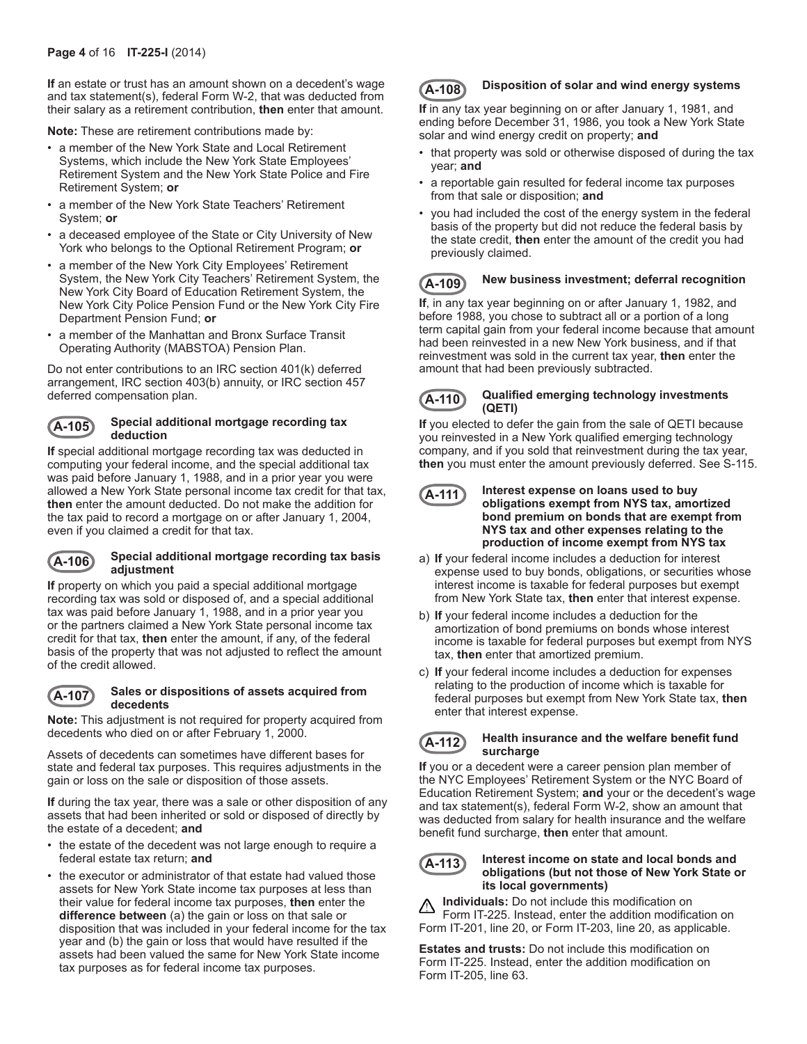**If** an estate or trust has an amount shown on a decedent's wage and tax statement(s), federal Form W-2, that was deducted from their salary as a retirement contribution, **then** enter that amount.

**Note:** These are retirement contributions made by:

- a member of the New York State and Local Retirement Systems, which include the New York State Employees' Retirement System and the New York State Police and Fire Retirement System; **or**
- a member of the New York State Teachers' Retirement System; **or**
- a deceased employee of the State or City University of New York who belongs to the Optional Retirement Program; **or**
- a member of the New York City Employees' Retirement System, the New York City Teachers' Retirement System, the New York City Board of Education Retirement System, the New York City Police Pension Fund or the New York City Fire Department Pension Fund; **or**
- a member of the Manhattan and Bronx Surface Transit Operating Authority (MABSTOA) Pension Plan.

Do not enter contributions to an IRC section 401(k) deferred arrangement, IRC section 403(b) annuity, or IRC section 457 deferred compensation plan.

### A-105 Special additional mortgage recording tax deduction

**If** special additional mortgage recording tax was deducted in computing your federal income, and the special additional tax was paid before January 1, 1988, and in a prior year you were allowed a New York State personal income tax credit for that tax, **then** enter the amount deducted. Do not make the addition for the tax paid to record a mortgage on or after January 1, 2004, even if you claimed a credit for that tax.

### A-106 Special additional mortgage recording tax basis adjustment

**If** property on which you paid a special additional mortgage recording tax was sold or disposed of, and a special additional tax was paid before January 1, 1988, and in a prior year you or the partners claimed a New York State personal income tax credit for that tax, **then** enter the amount, if any, of the federal basis of the property that was not adjusted to reflect the amount of the credit allowed.

### A-107 Sales or dispositions of assets acquired from decedents

**Note:** This adjustment is not required for property acquired from decedents who died on or after February 1, 2000.

Assets of decedents can sometimes have different bases for state and federal tax purposes. This requires adjustments in the gain or loss on the sale or disposition of those assets.

**If** during the tax year, there was a sale or other disposition of any assets that had been inherited or sold or disposed of directly by the estate of a decedent; **and**

- the estate of the decedent was not large enough to require a federal estate tax return; **and**
- the executor or administrator of that estate had valued those assets for New York State income tax purposes at less than their value for federal income tax purposes, **then** enter the **difference between** (a) the gain or loss on that sale or disposition that was included in your federal income for the tax year and (b) the gain or loss that would have resulted if the assets had been valued the same for New York State income tax purposes as for federal income tax purposes.

### A-108 Disposition of solar and wind energy systems

**If** in any tax year beginning on or after January 1, 1981, and ending before December 31, 1986, you took a New York State solar and wind energy credit on property; **and**

- that property was sold or otherwise disposed of during the tax year; **and**
- a reportable gain resulted for federal income tax purposes from that sale or disposition; **and**
- you had included the cost of the energy system in the federal basis of the property but did not reduce the federal basis by the state credit, **then** enter the amount of the credit you had previously claimed.

### A-109 New business investment; deferral recognition

**If**, in any tax year beginning on or after January 1, 1982, and before 1988, you chose to subtract all or a portion of a long term capital gain from your federal income because that amount had been reinvested in a new New York business, and if that reinvestment was sold in the current tax year, **then** enter the amount that had been previously subtracted.

### A-110 Qualified emerging technology investments (QETI)

**If** you elected to defer the gain from the sale of QETI because you reinvested in a New York qualified emerging technology company, and if you sold that reinvestment during the tax year, **then** you must enter the amount previously deferred. See S-115.

### A-111 Interest expense on loans used to buy obligations exempt from NYS tax, amortized bond premium on bonds that are exempt from NYS tax and other expenses relating to the production of income exempt from NYS tax

a) **If** your federal income includes a deduction for interest expense used to buy bonds, obligations, or securities whose interest income is taxable for federal purposes but exempt from New York State tax, **then** enter that interest expense.

b) **If** your federal income includes a deduction for the amortization of bond premiums on bonds whose interest income is taxable for federal purposes but exempt from NYS tax, **then** enter that amortized premium.

c) **If** your federal income includes a deduction for expenses relating to the production of income which is taxable for federal purposes but exempt from New York State tax, **then** enter that interest expense.

### A-112 Health insurance and the welfare benefit fund surcharge

**If** you or a decedent were a career pension plan member of the NYC Employees' Retirement System or the NYC Board of Education Retirement System; **and** your or the decedent's wage and tax statement(s), federal Form W-2, show an amount that was deducted from salary for health insurance and the welfare benefit fund surcharge, **then** enter that amount.

### A-113 Interest income on state and local bonds and obligations (but not those of New York State or its local governments)

⚠ **Individuals:** Do not include this modification on Form IT-225. Instead, enter the addition modification on Form IT-201, line 20, or Form IT-203, line 20, as applicable.

**Estates and trusts:** Do not include this modification on Form IT-225. Instead, enter the addition modification on Form IT-205, line 63.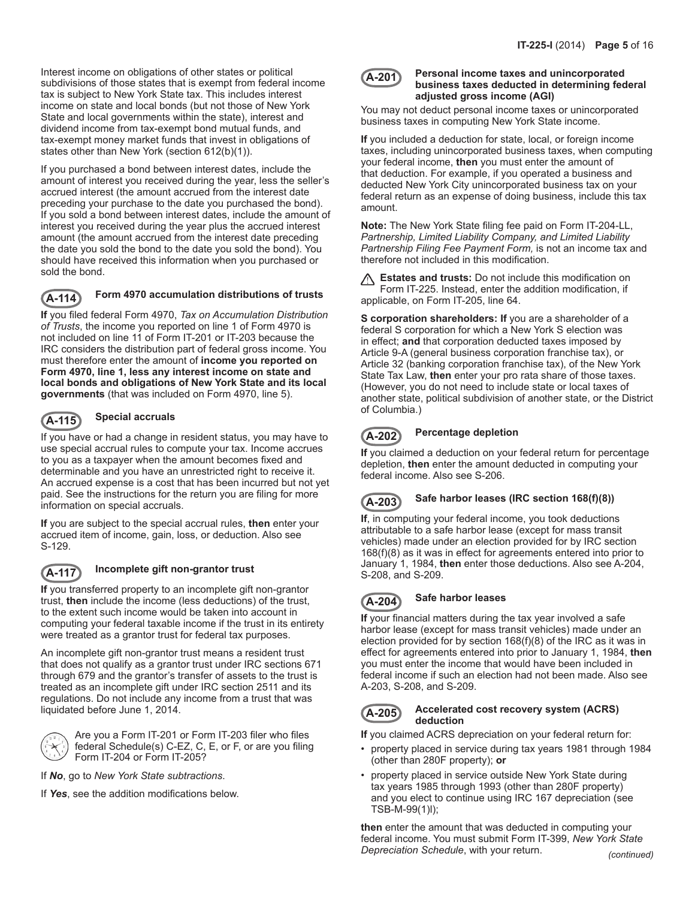Interest income on obligations of other states or political subdivisions of those states that is exempt from federal income tax is subject to New York State tax. This includes interest income on state and local bonds (but not those of New York State and local governments within the state), interest and dividend income from tax-exempt bond mutual funds, and tax-exempt money market funds that invest in obligations of states other than New York (section 612(b)(1)).

If you purchased a bond between interest dates, include the amount of interest you received during the year, less the seller's accrued interest (the amount accrued from the interest date preceding your purchase to the date you purchased the bond). If you sold a bond between interest dates, include the amount of interest you received during the year plus the accrued interest amount (the amount accrued from the interest date preceding the date you sold the bond to the date you sold the bond). You should have received this information when you purchased or sold the bond.

### A-114 Form 4970 accumulation distributions of trusts

**If** you filed federal Form 4970, *Tax on Accumulation Distribution of Trusts*, the income you reported on line 1 of Form 4970 is not included on line 11 of Form IT-201 or IT-203 because the IRC considers the distribution part of federal gross income. You must therefore enter the amount of **income you reported on Form 4970, line 1, less any interest income on state and local bonds and obligations of New York State and its local governments** (that was included on Form 4970, line 5).

### A-115 Special accruals

If you have or had a change in resident status, you may have to use special accrual rules to compute your tax. Income accrues to you as a taxpayer when the amount becomes fixed and determinable and you have an unrestricted right to receive it. An accrued expense is a cost that has been incurred but not yet paid. See the instructions for the return you are filing for more information on special accruals.

**If** you are subject to the special accrual rules, **then** enter your accrued item of income, gain, loss, or deduction. Also see S-129.

### A-117 Incomplete gift non-grantor trust

**If** you transferred property to an incomplete gift non-grantor trust, **then** include the income (less deductions) of the trust, to the extent such income would be taken into account in computing your federal taxable income if the trust in its entirety were treated as a grantor trust for federal tax purposes.

An incomplete gift non-grantor trust means a resident trust that does not qualify as a grantor trust under IRC sections 671 through 679 and the grantor's transfer of assets to the trust is treated as an incomplete gift under IRC section 2511 and its regulations. Do not include any income from a trust that was liquidated before June 1, 2014.

Are you a Form IT-201 or Form IT-203 filer who files federal Schedule(s) C-EZ, C, E, or F, or are you filing Form IT-204 or Form IT-205?

If ***No***, go to *New York State subtractions*.

If ***Yes***, see the addition modifications below.

### A-201 Personal income taxes and unincorporated business taxes deducted in determining federal adjusted gross income (AGI)

You may not deduct personal income taxes or unincorporated business taxes in computing New York State income.

**If** you included a deduction for state, local, or foreign income taxes, including unincorporated business taxes, when computing your federal income, **then** you must enter the amount of that deduction. For example, if you operated a business and deducted New York City unincorporated business tax on your federal return as an expense of doing business, include this tax amount.

**Note:** The New York State filing fee paid on Form IT-204-LL, *Partnership, Limited Liability Company, and Limited Liability Partnership Filing Fee Payment Form,* is not an income tax and therefore not included in this modification.

**Estates and trusts:** Do not include this modification on Form IT-225. Instead, enter the addition modification, if applicable, on Form IT-205, line 64.

**S corporation shareholders: If** you are a shareholder of a federal S corporation for which a New York S election was in effect; **and** that corporation deducted taxes imposed by Article 9-A (general business corporation franchise tax), or Article 32 (banking corporation franchise tax), of the New York State Tax Law, **then** enter your pro rata share of those taxes. (However, you do not need to include state or local taxes of another state, political subdivision of another state, or the District of Columbia.)

### A-202 Percentage depletion

**If** you claimed a deduction on your federal return for percentage depletion, **then** enter the amount deducted in computing your federal income. Also see S-206.

### A-203 Safe harbor leases (IRC section 168(f)(8))

**If**, in computing your federal income, you took deductions attributable to a safe harbor lease (except for mass transit vehicles) made under an election provided for by IRC section 168(f)(8) as it was in effect for agreements entered into prior to January 1, 1984, **then** enter those deductions. Also see A-204, S-208, and S-209.

### A-204 Safe harbor leases

**If** your financial matters during the tax year involved a safe harbor lease (except for mass transit vehicles) made under an election provided for by section 168(f)(8) of the IRC as it was in effect for agreements entered into prior to January 1, 1984, **then** you must enter the income that would have been included in federal income if such an election had not been made. Also see A-203, S-208, and S-209.

### A-205 Accelerated cost recovery system (ACRS) deduction

**If** you claimed ACRS depreciation on your federal return for:

- property placed in service during tax years 1981 through 1984 (other than 280F property); **or**
- property placed in service outside New York State during tax years 1985 through 1993 (other than 280F property) and you elect to continue using IRC 167 depreciation (see TSB-M-99(1)I);

**then** enter the amount that was deducted in computing your federal income. You must submit Form IT-399, *New York State Depreciation Schedule*, with your return.

*(continued)*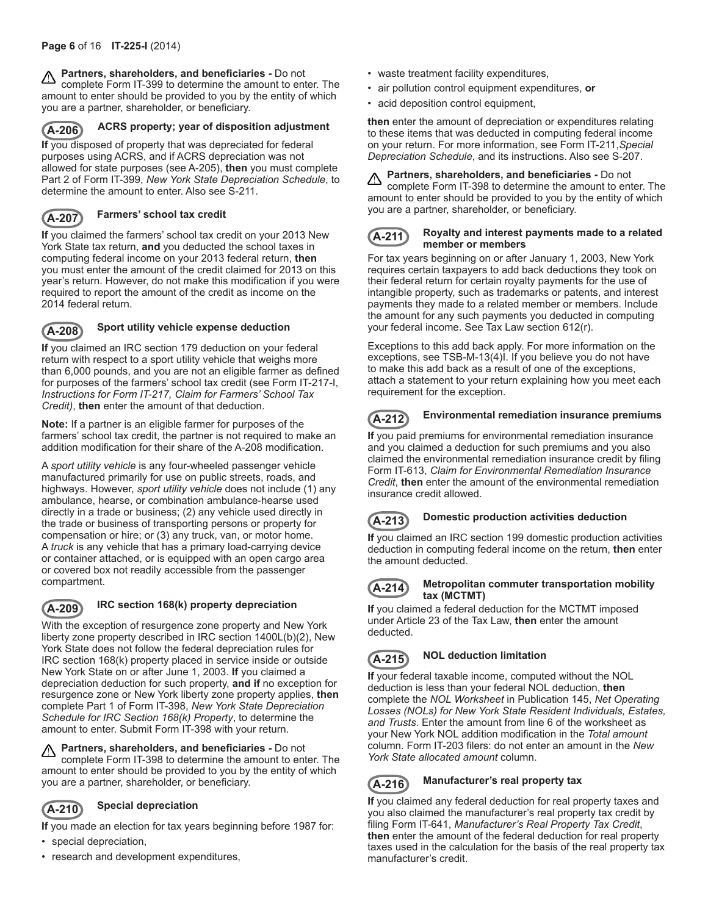⚠ **Partners, shareholders, and beneficiaries -** Do not complete Form IT-399 to determine the amount to enter. The amount to enter should be provided to you by the entity of which you are a partner, shareholder, or beneficiary.

### A-206 ACRS property; year of disposition adjustment

**If** you disposed of property that was depreciated for federal purposes using ACRS, and if ACRS depreciation was not allowed for state purposes (see A-205), **then** you must complete Part 2 of Form IT-399, *New York State Depreciation Schedule*, to determine the amount to enter. Also see S-211.

### A-207 Farmers' school tax credit

**If** you claimed the farmers' school tax credit on your 2013 New York State tax return, **and** you deducted the school taxes in computing federal income on your 2013 federal return, **then** you must enter the amount of the credit claimed for 2013 on this year's return. However, do not make this modification if you were required to report the amount of the credit as income on the 2014 federal return.

### A-208 Sport utility vehicle expense deduction

**If** you claimed an IRC section 179 deduction on your federal return with respect to a sport utility vehicle that weighs more than 6,000 pounds, and you are not an eligible farmer as defined for purposes of the farmers' school tax credit (see Form IT-217-I, *Instructions for Form IT-217, Claim for Farmers' School Tax Credit)*, **then** enter the amount of that deduction.

**Note:** If a partner is an eligible farmer for purposes of the farmers' school tax credit, the partner is not required to make an addition modification for their share of the A-208 modification.

A *sport utility vehicle* is any four-wheeled passenger vehicle manufactured primarily for use on public streets, roads, and highways. However, *sport utility vehicle* does not include (1) any ambulance, hearse, or combination ambulance-hearse used directly in a trade or business; (2) any vehicle used directly in the trade or business of transporting persons or property for compensation or hire; or (3) any truck, van, or motor home. A *truck* is any vehicle that has a primary load-carrying device or container attached, or is equipped with an open cargo area or covered box not readily accessible from the passenger compartment.

### A-209 IRC section 168(k) property depreciation

With the exception of resurgence zone property and New York liberty zone property described in IRC section 1400L(b)(2), New York State does not follow the federal depreciation rules for IRC section 168(k) property placed in service inside or outside New York State on or after June 1, 2003. **If** you claimed a depreciation deduction for such property, **and if** no exception for resurgence zone or New York liberty zone property applies, **then** complete Part 1 of Form IT-398, *New York State Depreciation Schedule for IRC Section 168(k) Property*, to determine the amount to enter. Submit Form IT-398 with your return.

⚠ **Partners, shareholders, and beneficiaries -** Do not complete Form IT-398 to determine the amount to enter. The amount to enter should be provided to you by the entity of which you are a partner, shareholder, or beneficiary.

### A-210 Special depreciation

**If** you made an election for tax years beginning before 1987 for:

- special depreciation,
- research and development expenditures,
- waste treatment facility expenditures,
- air pollution control equipment expenditures, **or**
- acid deposition control equipment,

**then** enter the amount of depreciation or expenditures relating to these items that was deducted in computing federal income on your return. For more information, see Form IT-211,*Special Depreciation Schedule*, and its instructions. Also see S-207.

⚠ **Partners, shareholders, and beneficiaries -** Do not complete Form IT-398 to determine the amount to enter. The amount to enter should be provided to you by the entity of which you are a partner, shareholder, or beneficiary.

### A-211 Royalty and interest payments made to a related member or members

For tax years beginning on or after January 1, 2003, New York requires certain taxpayers to add back deductions they took on their federal return for certain royalty payments for the use of intangible property, such as trademarks or patents, and interest payments they made to a related member or members. Include the amount for any such payments you deducted in computing your federal income. See Tax Law section 612(r).

Exceptions to this add back apply. For more information on the exceptions, see TSB-M-13(4)I. If you believe you do not have to make this add back as a result of one of the exceptions, attach a statement to your return explaining how you meet each requirement for the exception.

### A-212 Environmental remediation insurance premiums

**If** you paid premiums for environmental remediation insurance and you claimed a deduction for such premiums and you also claimed the environmental remediation insurance credit by filing Form IT-613, *Claim for Environmental Remediation Insurance Credit*, **then** enter the amount of the environmental remediation insurance credit allowed.

### A-213 Domestic production activities deduction

**If** you claimed an IRC section 199 domestic production activities deduction in computing federal income on the return, **then** enter the amount deducted.

### A-214 Metropolitan commuter transportation mobility tax (MCTMT)

**If** you claimed a federal deduction for the MCTMT imposed under Article 23 of the Tax Law, **then** enter the amount deducted.

### A-215 NOL deduction limitation

**If** your federal taxable income, computed without the NOL deduction, is less than your federal NOL deduction, **then** complete the *NOL Worksheet* in Publication 145, *Net Operating Losses (NOLs) for New York State Resident Individuals, Estates, and Trusts*. Enter the amount from line 6 of the worksheet as your New York NOL addition modification in the *Total amount* column. Form IT-203 filers: do not enter an amount in the *New York State allocated amount* column.

### A-216 Manufacturer's real property tax

**If** you claimed any federal deduction for real property taxes and you also claimed the manufacturer's real property tax credit by filing Form IT-641, *Manufacturer's Real Property Tax Credit*, **then** enter the amount of the federal deduction for real property taxes used in the calculation for the basis of the real property tax manufacturer's credit.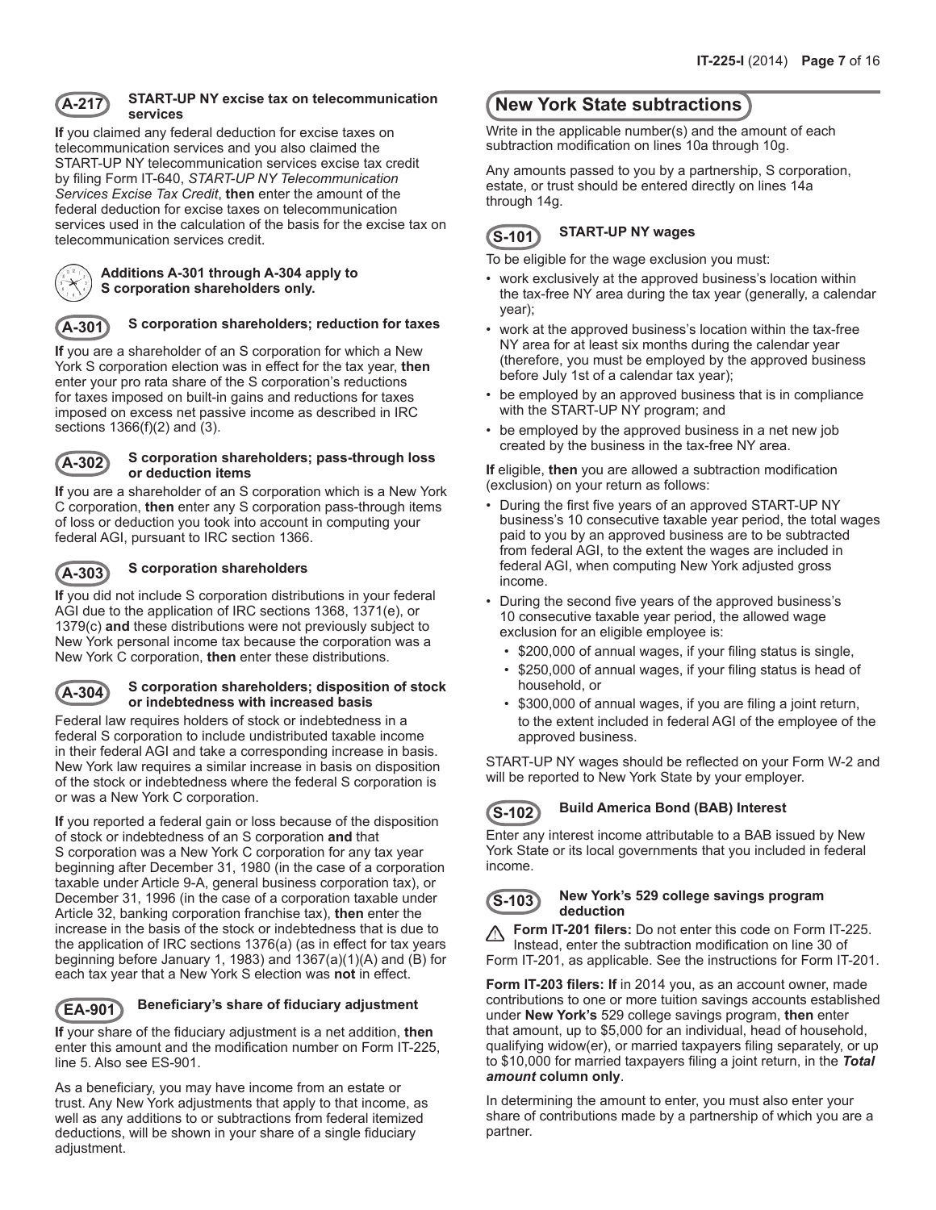### A-217 START-UP NY excise tax on telecommunication services

**If** you claimed any federal deduction for excise taxes on telecommunication services and you also claimed the START-UP NY telecommunication services excise tax credit by filing Form IT-640, *START-UP NY Telecommunication Services Excise Tax Credit*, **then** enter the amount of the federal deduction for excise taxes on telecommunication services used in the calculation of the basis for the excise tax on telecommunication services credit.

**Additions A-301 through A-304 apply to S corporation shareholders only.**

### A-301 S corporation shareholders; reduction for taxes

**If** you are a shareholder of an S corporation for which a New York S corporation election was in effect for the tax year, **then** enter your pro rata share of the S corporation's reductions for taxes imposed on built-in gains and reductions for taxes imposed on excess net passive income as described in IRC sections 1366(f)(2) and (3).

### A-302 S corporation shareholders; pass-through loss or deduction items

**If** you are a shareholder of an S corporation which is a New York C corporation, **then** enter any S corporation pass-through items of loss or deduction you took into account in computing your federal AGI, pursuant to IRC section 1366.

### A-303 S corporation shareholders

**If** you did not include S corporation distributions in your federal AGI due to the application of IRC sections 1368, 1371(e), or 1379(c) **and** these distributions were not previously subject to New York personal income tax because the corporation was a New York C corporation, **then** enter these distributions.

### A-304 S corporation shareholders; disposition of stock or indebtedness with increased basis

Federal law requires holders of stock or indebtedness in a federal S corporation to include undistributed taxable income in their federal AGI and take a corresponding increase in basis. New York law requires a similar increase in basis on disposition of the stock or indebtedness where the federal S corporation is or was a New York C corporation.

**If** you reported a federal gain or loss because of the disposition of stock or indebtedness of an S corporation **and** that S corporation was a New York C corporation for any tax year beginning after December 31, 1980 (in the case of a corporation taxable under Article 9-A, general business corporation tax), or December 31, 1996 (in the case of a corporation taxable under Article 32, banking corporation franchise tax), **then** enter the increase in the basis of the stock or indebtedness that is due to the application of IRC sections 1376(a) (as in effect for tax years beginning before January 1, 1983) and 1367(a)(1)(A) and (B) for each tax year that a New York S election was **not** in effect.

### EA-901 Beneficiary's share of fiduciary adjustment

**If** your share of the fiduciary adjustment is a net addition, **then** enter this amount and the modification number on Form IT-225, line 5. Also see ES-901.

As a beneficiary, you may have income from an estate or trust. Any New York adjustments that apply to that income, as well as any additions to or subtractions from federal itemized deductions, will be shown in your share of a single fiduciary adjustment.

## New York State subtractions

Write in the applicable number(s) and the amount of each subtraction modification on lines 10a through 10g.

Any amounts passed to you by a partnership, S corporation, estate, or trust should be entered directly on lines 14a through 14g.

### S-101 START-UP NY wages

To be eligible for the wage exclusion you must:

- work exclusively at the approved business's location within the tax-free NY area during the tax year (generally, a calendar year);
- work at the approved business's location within the tax-free NY area for at least six months during the calendar year (therefore, you must be employed by the approved business before July 1st of a calendar tax year);
- be employed by an approved business that is in compliance with the START-UP NY program; and
- be employed by the approved business in a net new job created by the business in the tax-free NY area.

**If** eligible, **then** you are allowed a subtraction modification (exclusion) on your return as follows:

- During the first five years of an approved START-UP NY business's 10 consecutive taxable year period, the total wages paid to you by an approved business are to be subtracted from federal AGI, to the extent the wages are included in federal AGI, when computing New York adjusted gross income.
- During the second five years of the approved business's 10 consecutive taxable year period, the allowed wage exclusion for an eligible employee is:
  - $200,000 of annual wages, if your filing status is single,
  - $250,000 of annual wages, if your filing status is head of household, or
  - $300,000 of annual wages, if you are filing a joint return, to the extent included in federal AGI of the employee of the approved business.

START-UP NY wages should be reflected on your Form W-2 and will be reported to New York State by your employer.

### S-102 Build America Bond (BAB) Interest

Enter any interest income attributable to a BAB issued by New York State or its local governments that you included in federal income.

### S-103 New York's 529 college savings program deduction

⚠ **Form IT-201 filers:** Do not enter this code on Form IT-225. Instead, enter the subtraction modification on line 30 of Form IT-201, as applicable. See the instructions for Form IT-201.

**Form IT-203 filers: If** in 2014 you, as an account owner, made contributions to one or more tuition savings accounts established under **New York's** 529 college savings program, **then** enter that amount, up to $5,000 for an individual, head of household, qualifying widow(er), or married taxpayers filing separately, or up to $10,000 for married taxpayers filing a joint return, in the ***Total amount*** **column only**.

In determining the amount to enter, you must also enter your share of contributions made by a partnership of which you are a partner.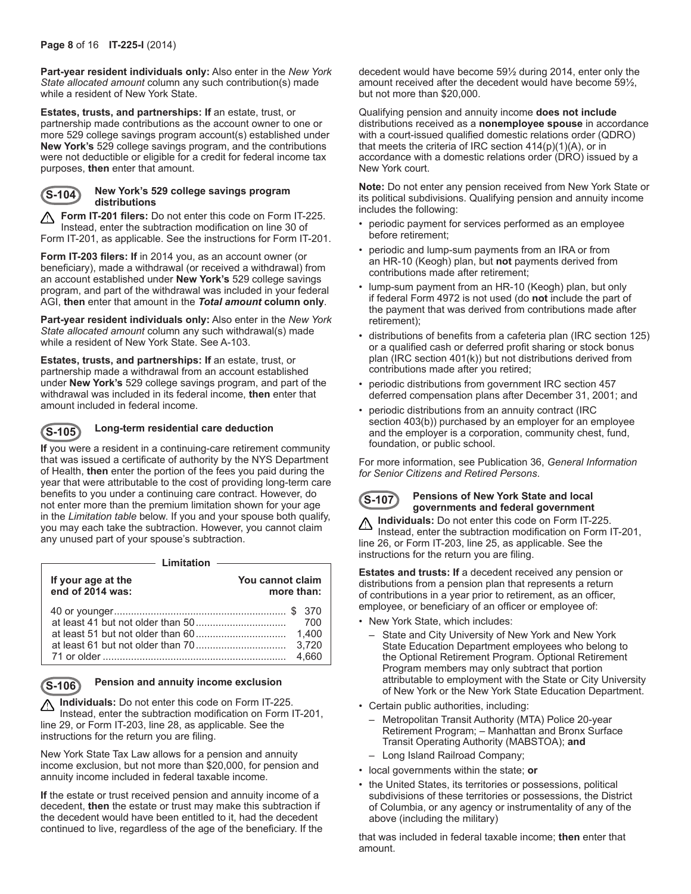**Part-year resident individuals only:** Also enter in the *New York State allocated amount* column any such contribution(s) made while a resident of New York State.

**Estates, trusts, and partnerships: If** an estate, trust, or partnership made contributions as the account owner to one or more 529 college savings program account(s) established under **New York's** 529 college savings program, and the contributions were not deductible or eligible for a credit for federal income tax purposes, **then** enter that amount.

### S-104 New York's 529 college savings program distributions

⚠ **Form IT-201 filers:** Do not enter this code on Form IT-225. Instead, enter the subtraction modification on line 30 of Form IT-201, as applicable. See the instructions for Form IT-201.

**Form IT-203 filers: If** in 2014 you, as an account owner (or beneficiary), made a withdrawal (or received a withdrawal) from an account established under **New York's** 529 college savings program, and part of the withdrawal was included in your federal AGI, **then** enter that amount in the ***Total amount*** **column only**.

**Part-year resident individuals only:** Also enter in the *New York State allocated amount* column any such withdrawal(s) made while a resident of New York State. See A-103.

**Estates, trusts, and partnerships: If** an estate, trust, or partnership made a withdrawal from an account established under **New York's** 529 college savings program, and part of the withdrawal was included in its federal income, **then** enter that amount included in federal income.

### S-105 Long-term residential care deduction

**If** you were a resident in a continuing-care retirement community that was issued a certificate of authority by the NYS Department of Health, **then** enter the portion of the fees you paid during the year that were attributable to the cost of providing long-term care benefits to you under a continuing care contract. However, do not enter more than the premium limitation shown for your age in the *Limitation table* below. If you and your spouse both qualify, you may each take the subtraction. However, you cannot claim any unused part of your spouse's subtraction.

**Limitation**

| If your age at the end of 2014 was: | You cannot claim more than: |
|---|---|
| 40 or younger | $ 370 |
| at least 41 but not older than 50 | 700 |
| at least 51 but not older than 60 | 1,400 |
| at least 61 but not older than 70 | 3,720 |
| 71 or older | 4,660 |

### S-106 Pension and annuity income exclusion

⚠ **Individuals:** Do not enter this code on Form IT-225. Instead, enter the subtraction modification on Form IT-201, line 29, or Form IT-203, line 28, as applicable. See the instructions for the return you are filing.

New York State Tax Law allows for a pension and annuity income exclusion, but not more than $20,000, for pension and annuity income included in federal taxable income.

**If** the estate or trust received pension and annuity income of a decedent, **then** the estate or trust may make this subtraction if the decedent would have been entitled to it, had the decedent continued to live, regardless of the age of the beneficiary. If the decedent would have become 59½ during 2014, enter only the amount received after the decedent would have become 59½, but not more than $20,000.

Qualifying pension and annuity income **does not include** distributions received as a **nonemployee spouse** in accordance with a court-issued qualified domestic relations order (QDRO) that meets the criteria of IRC section 414(p)(1)(A), or in accordance with a domestic relations order (DRO) issued by a New York court.

**Note:** Do not enter any pension received from New York State or its political subdivisions. Qualifying pension and annuity income includes the following:

- periodic payment for services performed as an employee before retirement;
- periodic and lump-sum payments from an IRA or from an HR-10 (Keogh) plan, but **not** payments derived from contributions made after retirement;
- lump-sum payment from an HR-10 (Keogh) plan, but only if federal Form 4972 is not used (do **not** include the part of the payment that was derived from contributions made after retirement);
- distributions of benefits from a cafeteria plan (IRC section 125) or a qualified cash or deferred profit sharing or stock bonus plan (IRC section 401(k)) but not distributions derived from contributions made after you retired;
- periodic distributions from government IRC section 457 deferred compensation plans after December 31, 2001; and
- periodic distributions from an annuity contract (IRC section 403(b)) purchased by an employer for an employee and the employer is a corporation, community chest, fund, foundation, or public school.

For more information, see Publication 36, *General Information for Senior Citizens and Retired Persons*.

### S-107 Pensions of New York State and local governments and federal government

⚠ **Individuals:** Do not enter this code on Form IT-225. Instead, enter the subtraction modification on Form IT-201, line 26, or Form IT-203, line 25, as applicable. See the instructions for the return you are filing.

**Estates and trusts: If** a decedent received any pension or distributions from a pension plan that represents a return of contributions in a year prior to retirement, as an officer, employee, or beneficiary of an officer or employee of:

- New York State, which includes:
  - State and City University of New York and New York State Education Department employees who belong to the Optional Retirement Program. Optional Retirement Program members may only subtract that portion attributable to employment with the State or City University of New York or the New York State Education Department.
- Certain public authorities, including:
  - Metropolitan Transit Authority (MTA) Police 20-year Retirement Program; – Manhattan and Bronx Surface Transit Operating Authority (MABSTOA); **and**
  - Long Island Railroad Company;
- local governments within the state; **or**
- the United States, its territories or possessions, political subdivisions of these territories or possessions, the District of Columbia, or any agency or instrumentality of any of the above (including the military)

that was included in federal taxable income; **then** enter that amount.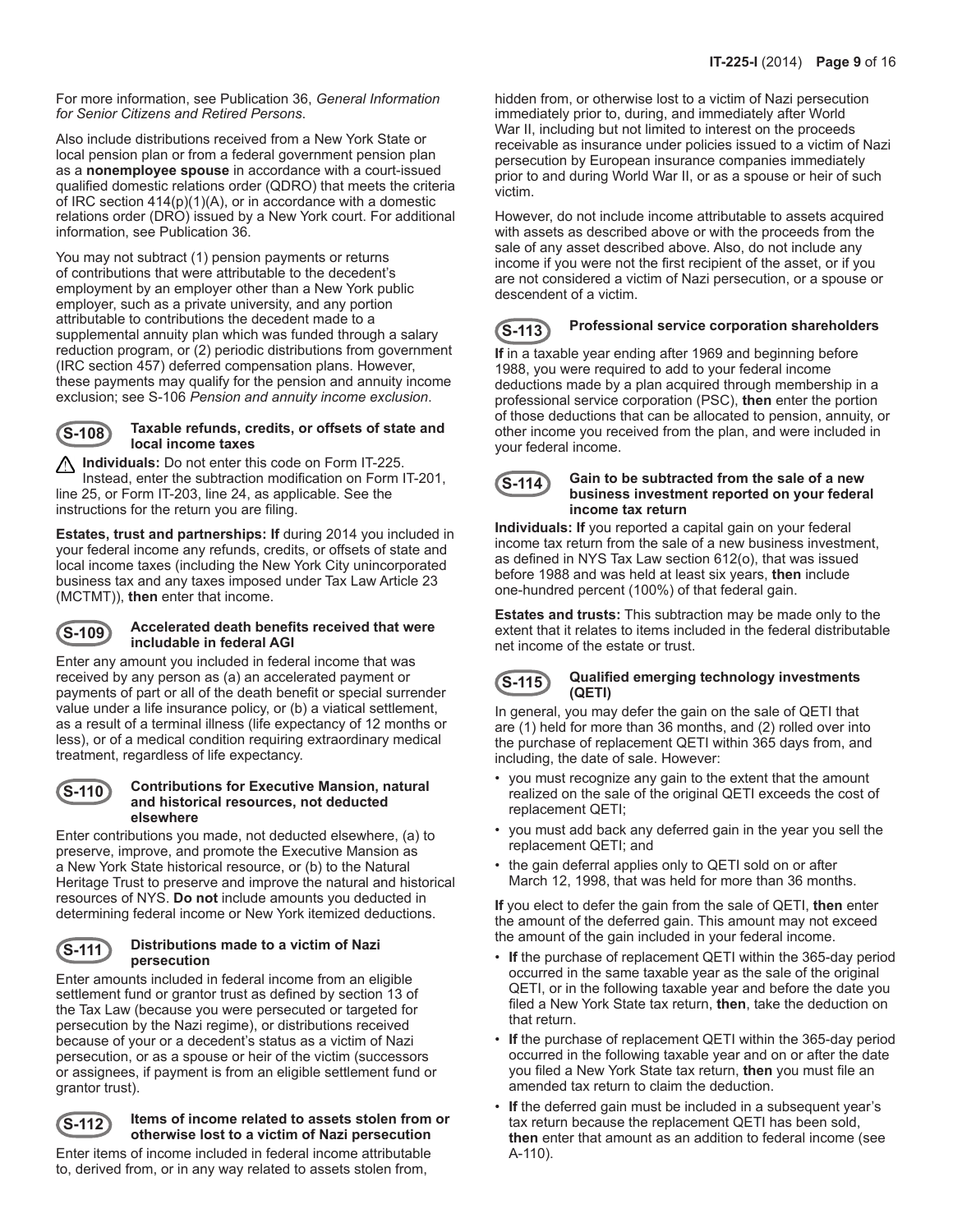For more information, see Publication 36, *General Information for Senior Citizens and Retired Persons*.

Also include distributions received from a New York State or local pension plan or from a federal government pension plan as a **nonemployee spouse** in accordance with a court-issued qualified domestic relations order (QDRO) that meets the criteria of IRC section 414(p)(1)(A), or in accordance with a domestic relations order (DRO) issued by a New York court. For additional information, see Publication 36.

You may not subtract (1) pension payments or returns of contributions that were attributable to the decedent's employment by an employer other than a New York public employer, such as a private university, and any portion attributable to contributions the decedent made to a supplemental annuity plan which was funded through a salary reduction program, or (2) periodic distributions from government (IRC section 457) deferred compensation plans. However, these payments may qualify for the pension and annuity income exclusion; see S-106 *Pension and annuity income exclusion*.

### S-108 Taxable refunds, credits, or offsets of state and local income taxes

⚠ **Individuals:** Do not enter this code on Form IT-225. Instead, enter the subtraction modification on Form IT-201, line 25, or Form IT-203, line 24, as applicable. See the instructions for the return you are filing.

**Estates, trust and partnerships: If** during 2014 you included in your federal income any refunds, credits, or offsets of state and local income taxes (including the New York City unincorporated business tax and any taxes imposed under Tax Law Article 23 (MCTMT)), **then** enter that income.

### S-109 Accelerated death benefits received that were includable in federal AGI

Enter any amount you included in federal income that was received by any person as (a) an accelerated payment or payments of part or all of the death benefit or special surrender value under a life insurance policy, or (b) a viatical settlement, as a result of a terminal illness (life expectancy of 12 months or less), or of a medical condition requiring extraordinary medical treatment, regardless of life expectancy.

### S-110 Contributions for Executive Mansion, natural and historical resources, not deducted elsewhere

Enter contributions you made, not deducted elsewhere, (a) to preserve, improve, and promote the Executive Mansion as a New York State historical resource, or (b) to the Natural Heritage Trust to preserve and improve the natural and historical resources of NYS. **Do not** include amounts you deducted in determining federal income or New York itemized deductions.

### S-111 Distributions made to a victim of Nazi persecution

Enter amounts included in federal income from an eligible settlement fund or grantor trust as defined by section 13 of the Tax Law (because you were persecuted or targeted for persecution by the Nazi regime), or distributions received because of your or a decedent's status as a victim of Nazi persecution, or as a spouse or heir of the victim (successors or assignees, if payment is from an eligible settlement fund or grantor trust).

### S-112 Items of income related to assets stolen from or otherwise lost to a victim of Nazi persecution

Enter items of income included in federal income attributable to, derived from, or in any way related to assets stolen from, hidden from, or otherwise lost to a victim of Nazi persecution immediately prior to, during, and immediately after World War II, including but not limited to interest on the proceeds receivable as insurance under policies issued to a victim of Nazi persecution by European insurance companies immediately prior to and during World War II, or as a spouse or heir of such victim.

However, do not include income attributable to assets acquired with assets as described above or with the proceeds from the sale of any asset described above. Also, do not include any income if you were not the first recipient of the asset, or if you are not considered a victim of Nazi persecution, or a spouse or descendent of a victim.

### S-113 Professional service corporation shareholders

**If** in a taxable year ending after 1969 and beginning before 1988, you were required to add to your federal income deductions made by a plan acquired through membership in a professional service corporation (PSC), **then** enter the portion of those deductions that can be allocated to pension, annuity, or other income you received from the plan, and were included in your federal income.

### S-114 Gain to be subtracted from the sale of a new business investment reported on your federal income tax return

**Individuals: If** you reported a capital gain on your federal income tax return from the sale of a new business investment, as defined in NYS Tax Law section 612(o), that was issued before 1988 and was held at least six years, **then** include one-hundred percent (100%) of that federal gain.

**Estates and trusts:** This subtraction may be made only to the extent that it relates to items included in the federal distributable net income of the estate or trust.

### S-115 Qualified emerging technology investments (QETI)

In general, you may defer the gain on the sale of QETI that are (1) held for more than 36 months, and (2) rolled over into the purchase of replacement QETI within 365 days from, and including, the date of sale. However:

- you must recognize any gain to the extent that the amount realized on the sale of the original QETI exceeds the cost of replacement QETI;
- you must add back any deferred gain in the year you sell the replacement QETI; and
- the gain deferral applies only to QETI sold on or after March 12, 1998, that was held for more than 36 months.

**If** you elect to defer the gain from the sale of QETI, **then** enter the amount of the deferred gain. This amount may not exceed the amount of the gain included in your federal income.

- **If** the purchase of replacement QETI within the 365-day period occurred in the same taxable year as the sale of the original QETI, or in the following taxable year and before the date you filed a New York State tax return, **then**, take the deduction on that return.
- **If** the purchase of replacement QETI within the 365-day period occurred in the following taxable year and on or after the date you filed a New York State tax return, **then** you must file an amended tax return to claim the deduction.
- **If** the deferred gain must be included in a subsequent year's tax return because the replacement QETI has been sold, **then** enter that amount as an addition to federal income (see A-110).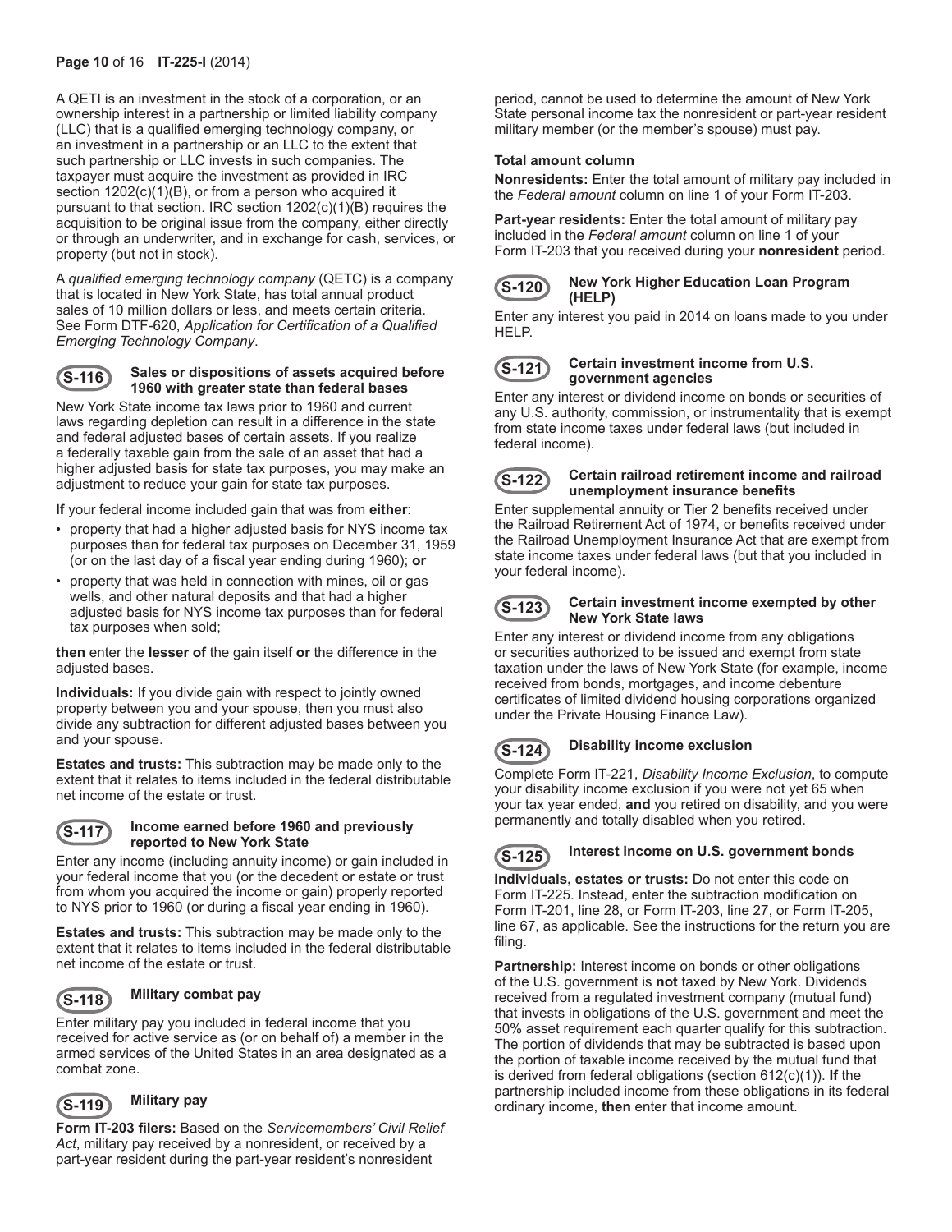A QETI is an investment in the stock of a corporation, or an ownership interest in a partnership or limited liability company (LLC) that is a qualified emerging technology company, or an investment in a partnership or an LLC to the extent that such partnership or LLC invests in such companies. The taxpayer must acquire the investment as provided in IRC section 1202(c)(1)(B), or from a person who acquired it pursuant to that section. IRC section 1202(c)(1)(B) requires the acquisition to be original issue from the company, either directly or through an underwriter, and in exchange for cash, services, or property (but not in stock).

A *qualified emerging technology company* (QETC) is a company that is located in New York State, has total annual product sales of 10 million dollars or less, and meets certain criteria. See Form DTF-620, *Application for Certification of a Qualified Emerging Technology Company*.

### S-116 Sales or dispositions of assets acquired before 1960 with greater state than federal bases

New York State income tax laws prior to 1960 and current laws regarding depletion can result in a difference in the state and federal adjusted bases of certain assets. If you realize a federally taxable gain from the sale of an asset that had a higher adjusted basis for state tax purposes, you may make an adjustment to reduce your gain for state tax purposes.

**If** your federal income included gain that was from **either**:

- property that had a higher adjusted basis for NYS income tax purposes than for federal tax purposes on December 31, 1959 (or on the last day of a fiscal year ending during 1960); **or**
- property that was held in connection with mines, oil or gas wells, and other natural deposits and that had a higher adjusted basis for NYS income tax purposes than for federal tax purposes when sold;

**then** enter the **lesser of** the gain itself **or** the difference in the adjusted bases.

**Individuals:** If you divide gain with respect to jointly owned property between you and your spouse, then you must also divide any subtraction for different adjusted bases between you and your spouse.

**Estates and trusts:** This subtraction may be made only to the extent that it relates to items included in the federal distributable net income of the estate or trust.

### S-117 Income earned before 1960 and previously reported to New York State

Enter any income (including annuity income) or gain included in your federal income that you (or the decedent or estate or trust from whom you acquired the income or gain) properly reported to NYS prior to 1960 (or during a fiscal year ending in 1960).

**Estates and trusts:** This subtraction may be made only to the extent that it relates to items included in the federal distributable net income of the estate or trust.

### S-118 Military combat pay

Enter military pay you included in federal income that you received for active service as (or on behalf of) a member in the armed services of the United States in an area designated as a combat zone.

### S-119 Military pay

**Form IT-203 filers:** Based on the *Servicemembers' Civil Relief Act*, military pay received by a nonresident, or received by a part-year resident during the part-year resident's nonresident period, cannot be used to determine the amount of New York State personal income tax the nonresident or part-year resident military member (or the member's spouse) must pay.

**Total amount column**

**Nonresidents:** Enter the total amount of military pay included in the *Federal amount* column on line 1 of your Form IT-203.

**Part-year residents:** Enter the total amount of military pay included in the *Federal amount* column on line 1 of your Form IT-203 that you received during your **nonresident** period.

### S-120 New York Higher Education Loan Program (HELP)

Enter any interest you paid in 2014 on loans made to you under HELP.

### S-121 Certain investment income from U.S. government agencies

Enter any interest or dividend income on bonds or securities of any U.S. authority, commission, or instrumentality that is exempt from state income taxes under federal laws (but included in federal income).

### S-122 Certain railroad retirement income and railroad unemployment insurance benefits

Enter supplemental annuity or Tier 2 benefits received under the Railroad Retirement Act of 1974, or benefits received under the Railroad Unemployment Insurance Act that are exempt from state income taxes under federal laws (but that you included in your federal income).

### S-123 Certain investment income exempted by other New York State laws

Enter any interest or dividend income from any obligations or securities authorized to be issued and exempt from state taxation under the laws of New York State (for example, income received from bonds, mortgages, and income debenture certificates of limited dividend housing corporations organized under the Private Housing Finance Law).

### S-124 Disability income exclusion

Complete Form IT-221, *Disability Income Exclusion*, to compute your disability income exclusion if you were not yet 65 when your tax year ended, **and** you retired on disability, and you were permanently and totally disabled when you retired.

### S-125 Interest income on U.S. government bonds

**Individuals, estates or trusts:** Do not enter this code on Form IT-225. Instead, enter the subtraction modification on Form IT-201, line 28, or Form IT-203, line 27, or Form IT-205, line 67, as applicable. See the instructions for the return you are filing.

**Partnership:** Interest income on bonds or other obligations of the U.S. government is **not** taxed by New York. Dividends received from a regulated investment company (mutual fund) that invests in obligations of the U.S. government and meet the 50% asset requirement each quarter qualify for this subtraction. The portion of dividends that may be subtracted is based upon the portion of taxable income received by the mutual fund that is derived from federal obligations (section 612(c)(1)). **If** the partnership included income from these obligations in its federal ordinary income, **then** enter that income amount.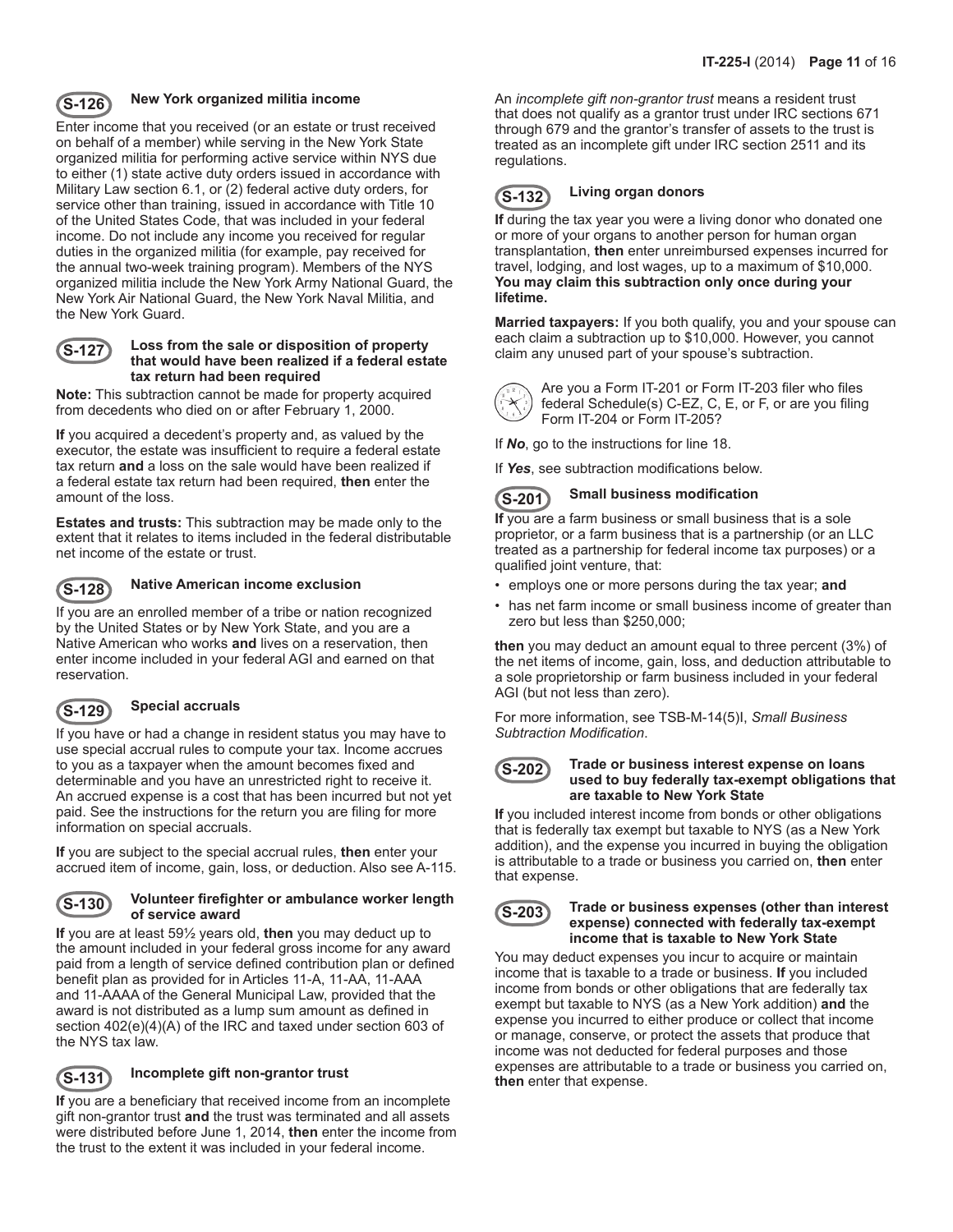### S-126 New York organized militia income

Enter income that you received (or an estate or trust received on behalf of a member) while serving in the New York State organized militia for performing active service within NYS due to either (1) state active duty orders issued in accordance with Military Law section 6.1, or (2) federal active duty orders, for service other than training, issued in accordance with Title 10 of the United States Code, that was included in your federal income. Do not include any income you received for regular duties in the organized militia (for example, pay received for the annual two-week training program). Members of the NYS organized militia include the New York Army National Guard, the New York Air National Guard, the New York Naval Militia, and the New York Guard.

### S-127 Loss from the sale or disposition of property that would have been realized if a federal estate tax return had been required

**Note:** This subtraction cannot be made for property acquired from decedents who died on or after February 1, 2000.

**If** you acquired a decedent's property and, as valued by the executor, the estate was insufficient to require a federal estate tax return **and** a loss on the sale would have been realized if a federal estate tax return had been required, **then** enter the amount of the loss.

**Estates and trusts:** This subtraction may be made only to the extent that it relates to items included in the federal distributable net income of the estate or trust.

### S-128 Native American income exclusion

If you are an enrolled member of a tribe or nation recognized by the United States or by New York State, and you are a Native American who works **and** lives on a reservation, then enter income included in your federal AGI and earned on that reservation.

### S-129 Special accruals

If you have or had a change in resident status you may have to use special accrual rules to compute your tax. Income accrues to you as a taxpayer when the amount becomes fixed and determinable and you have an unrestricted right to receive it. An accrued expense is a cost that has been incurred but not yet paid. See the instructions for the return you are filing for more information on special accruals.

**If** you are subject to the special accrual rules, **then** enter your accrued item of income, gain, loss, or deduction. Also see A-115.

### S-130 Volunteer firefighter or ambulance worker length of service award

**If** you are at least 59½ years old, **then** you may deduct up to the amount included in your federal gross income for any award paid from a length of service defined contribution plan or defined benefit plan as provided for in Articles 11-A, 11-AA, 11-AAA and 11-AAAA of the General Municipal Law, provided that the award is not distributed as a lump sum amount as defined in section 402(e)(4)(A) of the IRC and taxed under section 603 of the NYS tax law.

### S-131 Incomplete gift non-grantor trust

**If** you are a beneficiary that received income from an incomplete gift non-grantor trust **and** the trust was terminated and all assets were distributed before June 1, 2014, **then** enter the income from the trust to the extent it was included in your federal income.

An *incomplete gift non-grantor trust* means a resident trust that does not qualify as a grantor trust under IRC sections 671 through 679 and the grantor's transfer of assets to the trust is treated as an incomplete gift under IRC section 2511 and its regulations.

### S-132 Living organ donors

**If** during the tax year you were a living donor who donated one or more of your organs to another person for human organ transplantation, **then** enter unreimbursed expenses incurred for travel, lodging, and lost wages, up to a maximum of $10,000. **You may claim this subtraction only once during your lifetime.**

**Married taxpayers:** If you both qualify, you and your spouse can each claim a subtraction up to $10,000. However, you cannot claim any unused part of your spouse's subtraction.

Are you a Form IT-201 or Form IT-203 filer who files federal Schedule(s) C-EZ, C, E, or F, or are you filing Form IT-204 or Form IT-205?

If ***No***, go to the instructions for line 18.

If ***Yes***, see subtraction modifications below.

### S-201 Small business modification

**If** you are a farm business or small business that is a sole proprietor, or a farm business that is a partnership (or an LLC treated as a partnership for federal income tax purposes) or a qualified joint venture, that:

- employs one or more persons during the tax year; **and**
- has net farm income or small business income of greater than zero but less than $250,000;

**then** you may deduct an amount equal to three percent (3%) of the net items of income, gain, loss, and deduction attributable to a sole proprietorship or farm business included in your federal AGI (but not less than zero).

For more information, see TSB-M-14(5)I, *Small Business Subtraction Modification*.

### S-202 Trade or business interest expense on loans used to buy federally tax-exempt obligations that are taxable to New York State

**If** you included interest income from bonds or other obligations that is federally tax exempt but taxable to NYS (as a New York addition), and the expense you incurred in buying the obligation is attributable to a trade or business you carried on, **then** enter that expense.

### S-203 Trade or business expenses (other than interest expense) connected with federally tax-exempt income that is taxable to New York State

You may deduct expenses you incur to acquire or maintain income that is taxable to a trade or business. **If** you included income from bonds or other obligations that are federally tax exempt but taxable to NYS (as a New York addition) **and** the expense you incurred to either produce or collect that income or manage, conserve, or protect the assets that produce that income was not deducted for federal purposes and those expenses are attributable to a trade or business you carried on, **then** enter that expense.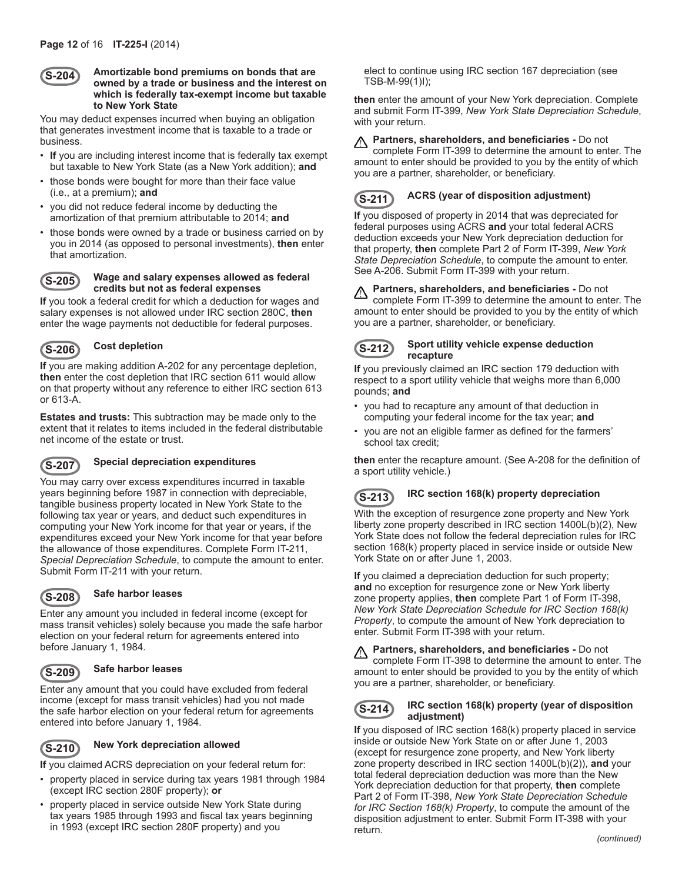### S-204 Amortizable bond premiums on bonds that are owned by a trade or business and the interest on which is federally tax-exempt income but taxable to New York State

You may deduct expenses incurred when buying an obligation that generates investment income that is taxable to a trade or business.

- **If** you are including interest income that is federally tax exempt but taxable to New York State (as a New York addition); **and**
- those bonds were bought for more than their face value (i.e., at a premium); **and**
- you did not reduce federal income by deducting the amortization of that premium attributable to 2014; **and**
- those bonds were owned by a trade or business carried on by you in 2014 (as opposed to personal investments), **then** enter that amortization.

### S-205 Wage and salary expenses allowed as federal credits but not as federal expenses

**If** you took a federal credit for which a deduction for wages and salary expenses is not allowed under IRC section 280C, **then** enter the wage payments not deductible for federal purposes.

### S-206 Cost depletion

**If** you are making addition A-202 for any percentage depletion, **then** enter the cost depletion that IRC section 611 would allow on that property without any reference to either IRC section 613 or 613-A.

**Estates and trusts:** This subtraction may be made only to the extent that it relates to items included in the federal distributable net income of the estate or trust.

### S-207 Special depreciation expenditures

You may carry over excess expenditures incurred in taxable years beginning before 1987 in connection with depreciable, tangible business property located in New York State to the following tax year or years, and deduct such expenditures in computing your New York income for that year or years, if the expenditures exceed your New York income for that year before the allowance of those expenditures. Complete Form IT-211, *Special Depreciation Schedule*, to compute the amount to enter. Submit Form IT-211 with your return.

### S-208 Safe harbor leases

Enter any amount you included in federal income (except for mass transit vehicles) solely because you made the safe harbor election on your federal return for agreements entered into before January 1, 1984.

### S-209 Safe harbor leases

Enter any amount that you could have excluded from federal income (except for mass transit vehicles) had you not made the safe harbor election on your federal return for agreements entered into before January 1, 1984.

### S-210 New York depreciation allowed

**If** you claimed ACRS depreciation on your federal return for:

- property placed in service during tax years 1981 through 1984 (except IRC section 280F property); **or**
- property placed in service outside New York State during tax years 1985 through 1993 and fiscal tax years beginning in 1993 (except IRC section 280F property) and you elect to continue using IRC section 167 depreciation (see TSB-M-99(1)I);

**then** enter the amount of your New York depreciation. Complete and submit Form IT-399, *New York State Depreciation Schedule*, with your return.

⚠ **Partners, shareholders, and beneficiaries -** Do not complete Form IT-399 to determine the amount to enter. The amount to enter should be provided to you by the entity of which you are a partner, shareholder, or beneficiary.

### S-211 ACRS (year of disposition adjustment)

**If** you disposed of property in 2014 that was depreciated for federal purposes using ACRS **and** your total federal ACRS deduction exceeds your New York depreciation deduction for that property, **then** complete Part 2 of Form IT-399, *New York State Depreciation Schedule*, to compute the amount to enter. See A-206. Submit Form IT-399 with your return.

⚠ **Partners, shareholders, and beneficiaries -** Do not complete Form IT-399 to determine the amount to enter. The amount to enter should be provided to you by the entity of which you are a partner, shareholder, or beneficiary.

### S-212 Sport utility vehicle expense deduction recapture

**If** you previously claimed an IRC section 179 deduction with respect to a sport utility vehicle that weighs more than 6,000 pounds; **and**

- you had to recapture any amount of that deduction in computing your federal income for the tax year; **and**
- you are not an eligible farmer as defined for the farmers' school tax credit;

**then** enter the recapture amount. (See A-208 for the definition of a sport utility vehicle.)

### S-213 IRC section 168(k) property depreciation

With the exception of resurgence zone property and New York liberty zone property described in IRC section 1400L(b)(2), New York State does not follow the federal depreciation rules for IRC section 168(k) property placed in service inside or outside New York State on or after June 1, 2003.

**If** you claimed a depreciation deduction for such property; **and** no exception for resurgence zone or New York liberty zone property applies, **then** complete Part 1 of Form IT-398, *New York State Depreciation Schedule for IRC Section 168(k) Property*, to compute the amount of New York depreciation to enter. Submit Form IT-398 with your return.

⚠ **Partners, shareholders, and beneficiaries -** Do not complete Form IT-398 to determine the amount to enter. The amount to enter should be provided to you by the entity of which you are a partner, shareholder, or beneficiary.

### S-214 IRC section 168(k) property (year of disposition adjustment)

**If** you disposed of IRC section 168(k) property placed in service inside or outside New York State on or after June 1, 2003 (except for resurgence zone property, and New York liberty zone property described in IRC section 1400L(b)(2)), **and** your total federal depreciation deduction was more than the New York depreciation deduction for that property, **then** complete Part 2 of Form IT-398, *New York State Depreciation Schedule for IRC Section 168(k) Property*, to compute the amount of the disposition adjustment to enter. Submit Form IT-398 with your return.

*(continued)*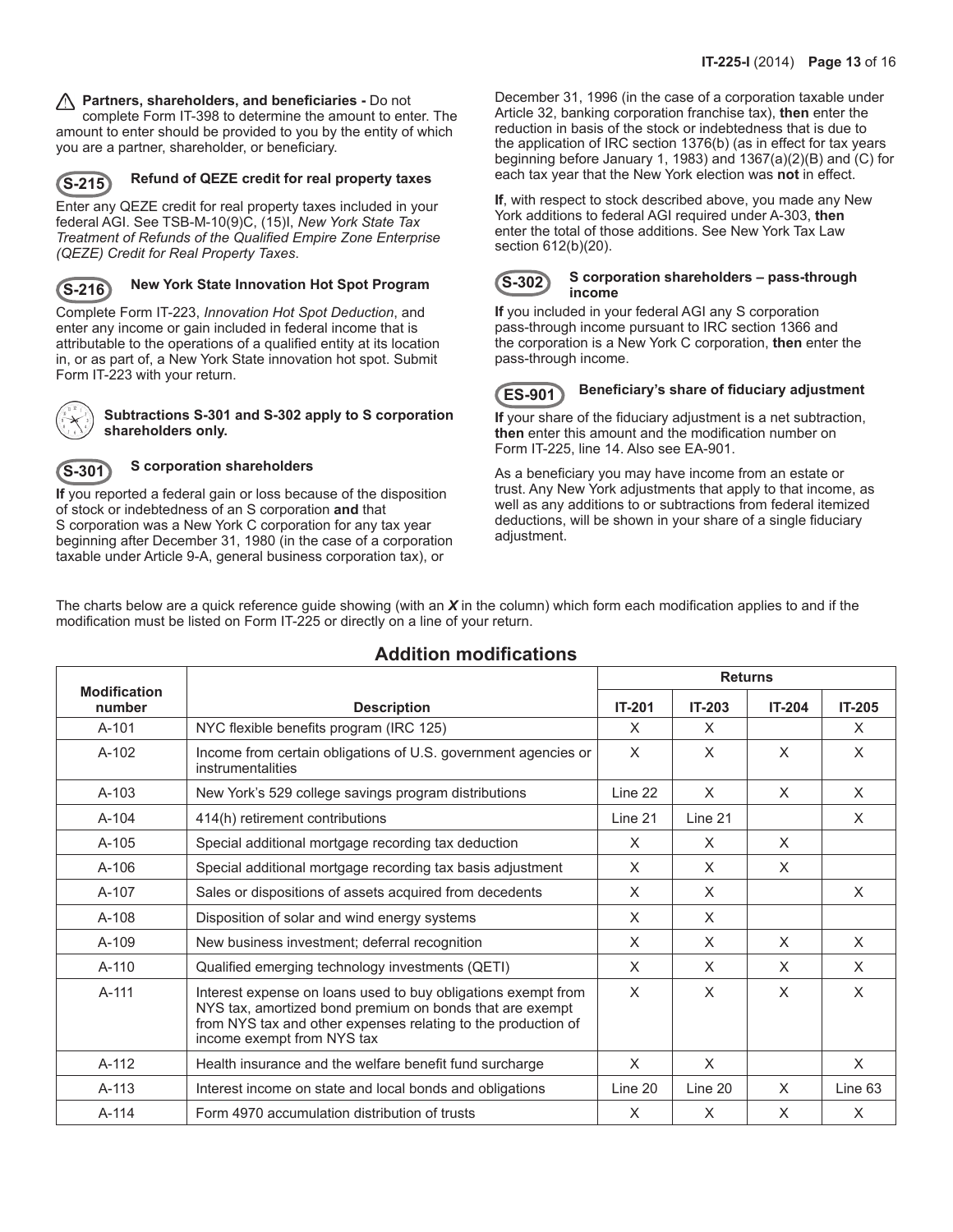⚠ **Partners, shareholders, and beneficiaries -** Do not complete Form IT-398 to determine the amount to enter. The amount to enter should be provided to you by the entity of which you are a partner, shareholder, or beneficiary.

### S-215 Refund of QEZE credit for real property taxes

Enter any QEZE credit for real property taxes included in your federal AGI. See TSB-M-10(9)C, (15)I, *New York State Tax Treatment of Refunds of the Qualified Empire Zone Enterprise (QEZE) Credit for Real Property Taxes*.

### S-216 New York State Innovation Hot Spot Program

Complete Form IT-223, *Innovation Hot Spot Deduction*, and enter any income or gain included in federal income that is attributable to the operations of a qualified entity at its location in, or as part of, a New York State innovation hot spot. Submit Form IT-223 with your return.

**Subtractions S-301 and S-302 apply to S corporation shareholders only.**

### S-301 S corporation shareholders

**If** you reported a federal gain or loss because of the disposition of stock or indebtedness of an S corporation **and** that S corporation was a New York C corporation for any tax year beginning after December 31, 1980 (in the case of a corporation taxable under Article 9-A, general business corporation tax), or December 31, 1996 (in the case of a corporation taxable under Article 32, banking corporation franchise tax), **then** enter the reduction in basis of the stock or indebtedness that is due to the application of IRC section 1376(b) (as in effect for tax years beginning before January 1, 1983) and 1367(a)(2)(B) and (C) for each tax year that the New York election was **not** in effect.

**If**, with respect to stock described above, you made any New York additions to federal AGI required under A-303, **then** enter the total of those additions. See New York Tax Law section 612(b)(20).

### S-302 S corporation shareholders – pass-through income

**If** you included in your federal AGI any S corporation pass-through income pursuant to IRC section 1366 and the corporation is a New York C corporation, **then** enter the pass-through income.

### ES-901 Beneficiary's share of fiduciary adjustment

**If** your share of the fiduciary adjustment is a net subtraction, **then** enter this amount and the modification number on Form IT-225, line 14. Also see EA-901.

As a beneficiary you may have income from an estate or trust. Any New York adjustments that apply to that income, as well as any additions to or subtractions from federal itemized deductions, will be shown in your share of a single fiduciary adjustment.

The charts below are a quick reference guide showing (with an ***X*** in the column) which form each modification applies to and if the modification must be listed on Form IT-225 or directly on a line of your return.

## Addition modifications

| Modification number | Description | Returns | | | |
|---|---|---|---|---|---|
| | | IT-201 | IT-203 | IT-204 | IT-205 |
| A-101 | NYC flexible benefits program (IRC 125) | X | X | | X |
| A-102 | Income from certain obligations of U.S. government agencies or instrumentalities | X | X | X | X |
| A-103 | New York's 529 college savings program distributions | Line 22 | X | X | X |
| A-104 | 414(h) retirement contributions | Line 21 | Line 21 | | X |
| A-105 | Special additional mortgage recording tax deduction | X | X | X | |
| A-106 | Special additional mortgage recording tax basis adjustment | X | X | X | |
| A-107 | Sales or dispositions of assets acquired from decedents | X | X | | X |
| A-108 | Disposition of solar and wind energy systems | X | X | | |
| A-109 | New business investment; deferral recognition | X | X | X | X |
| A-110 | Qualified emerging technology investments (QETI) | X | X | X | X |
| A-111 | Interest expense on loans used to buy obligations exempt from NYS tax, amortized bond premium on bonds that are exempt from NYS tax and other expenses relating to the production of income exempt from NYS tax | X | X | X | X |
| A-112 | Health insurance and the welfare benefit fund surcharge | X | X | | X |
| A-113 | Interest income on state and local bonds and obligations | Line 20 | Line 20 | X | Line 63 |
| A-114 | Form 4970 accumulation distribution of trusts | X | X | X | X |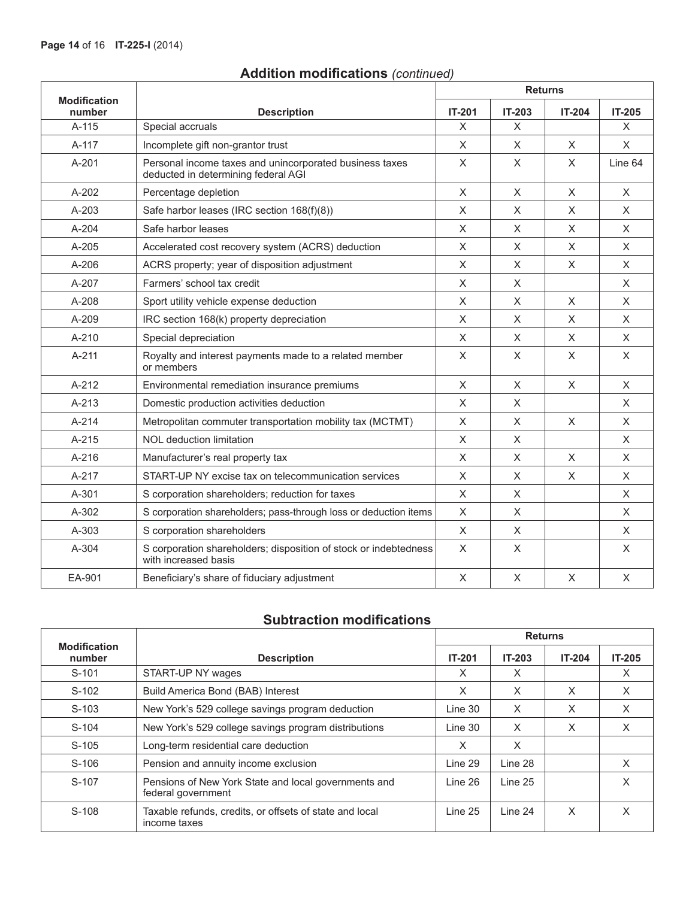## Addition modifications *(continued)*

| Modification number | Description | Returns | | | |
|---|---|---|---|---|---|
| | | IT-201 | IT-203 | IT-204 | IT-205 |
| A-115 | Special accruals | X | X | | X |
| A-117 | Incomplete gift non-grantor trust | X | X | X | X |
| A-201 | Personal income taxes and unincorporated business taxes deducted in determining federal AGI | X | X | X | Line 64 |
| A-202 | Percentage depletion | X | X | X | X |
| A-203 | Safe harbor leases (IRC section 168(f)(8)) | X | X | X | X |
| A-204 | Safe harbor leases | X | X | X | X |
| A-205 | Accelerated cost recovery system (ACRS) deduction | X | X | X | X |
| A-206 | ACRS property; year of disposition adjustment | X | X | X | X |
| A-207 | Farmers' school tax credit | X | X | | X |
| A-208 | Sport utility vehicle expense deduction | X | X | X | X |
| A-209 | IRC section 168(k) property depreciation | X | X | X | X |
| A-210 | Special depreciation | X | X | X | X |
| A-211 | Royalty and interest payments made to a related member or members | X | X | X | X |
| A-212 | Environmental remediation insurance premiums | X | X | X | X |
| A-213 | Domestic production activities deduction | X | X | | X |
| A-214 | Metropolitan commuter transportation mobility tax (MCTMT) | X | X | X | X |
| A-215 | NOL deduction limitation | X | X | | X |
| A-216 | Manufacturer's real property tax | X | X | X | X |
| A-217 | START-UP NY excise tax on telecommunication services | X | X | X | X |
| A-301 | S corporation shareholders; reduction for taxes | X | X | | X |
| A-302 | S corporation shareholders; pass-through loss or deduction items | X | X | | X |
| A-303 | S corporation shareholders | X | X | | X |
| A-304 | S corporation shareholders; disposition of stock or indebtedness with increased basis | X | X | | X |
| EA-901 | Beneficiary's share of fiduciary adjustment | X | X | X | X |

## Subtraction modifications

| Modification number | Description | Returns | | | |
|---|---|---|---|---|---|
| | | IT-201 | IT-203 | IT-204 | IT-205 |
| S-101 | START-UP NY wages | X | X | | X |
| S-102 | Build America Bond (BAB) Interest | X | X | X | X |
| S-103 | New York's 529 college savings program deduction | Line 30 | X | X | X |
| S-104 | New York's 529 college savings program distributions | Line 30 | X | X | X |
| S-105 | Long-term residential care deduction | X | X | | |
| S-106 | Pension and annuity income exclusion | Line 29 | Line 28 | | X |
| S-107 | Pensions of New York State and local governments and federal government | Line 26 | Line 25 | | X |
| S-108 | Taxable refunds, credits, or offsets of state and local income taxes | Line 25 | Line 24 | X | X |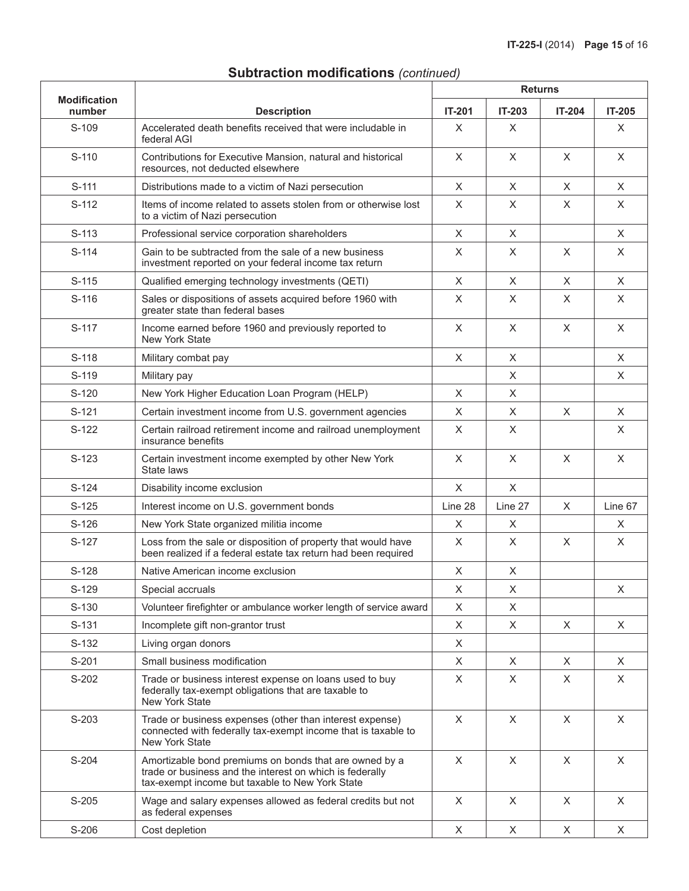## Subtraction modifications *(continued)*

| Modification number | Description | Returns | | | |
|---|---|---|---|---|---|
| | | IT-201 | IT-203 | IT-204 | IT-205 |
| S-109 | Accelerated death benefits received that were includable in federal AGI | X | X | | X |
| S-110 | Contributions for Executive Mansion, natural and historical resources, not deducted elsewhere | X | X | X | X |
| S-111 | Distributions made to a victim of Nazi persecution | X | X | X | X |
| S-112 | Items of income related to assets stolen from or otherwise lost to a victim of Nazi persecution | X | X | X | X |
| S-113 | Professional service corporation shareholders | X | X | | X |
| S-114 | Gain to be subtracted from the sale of a new business investment reported on your federal income tax return | X | X | X | X |
| S-115 | Qualified emerging technology investments (QETI) | X | X | X | X |
| S-116 | Sales or dispositions of assets acquired before 1960 with greater state than federal bases | X | X | X | X |
| S-117 | Income earned before 1960 and previously reported to New York State | X | X | X | X |
| S-118 | Military combat pay | X | X | | X |
| S-119 | Military pay | | X | | X |
| S-120 | New York Higher Education Loan Program (HELP) | X | X | | |
| S-121 | Certain investment income from U.S. government agencies | X | X | X | X |
| S-122 | Certain railroad retirement income and railroad unemployment insurance benefits | X | X | | X |
| S-123 | Certain investment income exempted by other New York State laws | X | X | X | X |
| S-124 | Disability income exclusion | X | X | | |
| S-125 | Interest income on U.S. government bonds | Line 28 | Line 27 | X | Line 67 |
| S-126 | New York State organized militia income | X | X | | X |
| S-127 | Loss from the sale or disposition of property that would have been realized if a federal estate tax return had been required | X | X | X | X |
| S-128 | Native American income exclusion | X | X | | |
| S-129 | Special accruals | X | X | | X |
| S-130 | Volunteer firefighter or ambulance worker length of service award | X | X | | |
| S-131 | Incomplete gift non-grantor trust | X | X | X | X |
| S-132 | Living organ donors | X | | | |
| S-201 | Small business modification | X | X | X | X |
| S-202 | Trade or business interest expense on loans used to buy federally tax-exempt obligations that are taxable to New York State | X | X | X | X |
| S-203 | Trade or business expenses (other than interest expense) connected with federally tax-exempt income that is taxable to New York State | X | X | X | X |
| S-204 | Amortizable bond premiums on bonds that are owned by a trade or business and the interest on which is federally tax-exempt income but taxable to New York State | X | X | X | X |
| S-205 | Wage and salary expenses allowed as federal credits but not as federal expenses | X | X | X | X |
| S-206 | Cost depletion | X | X | X | X |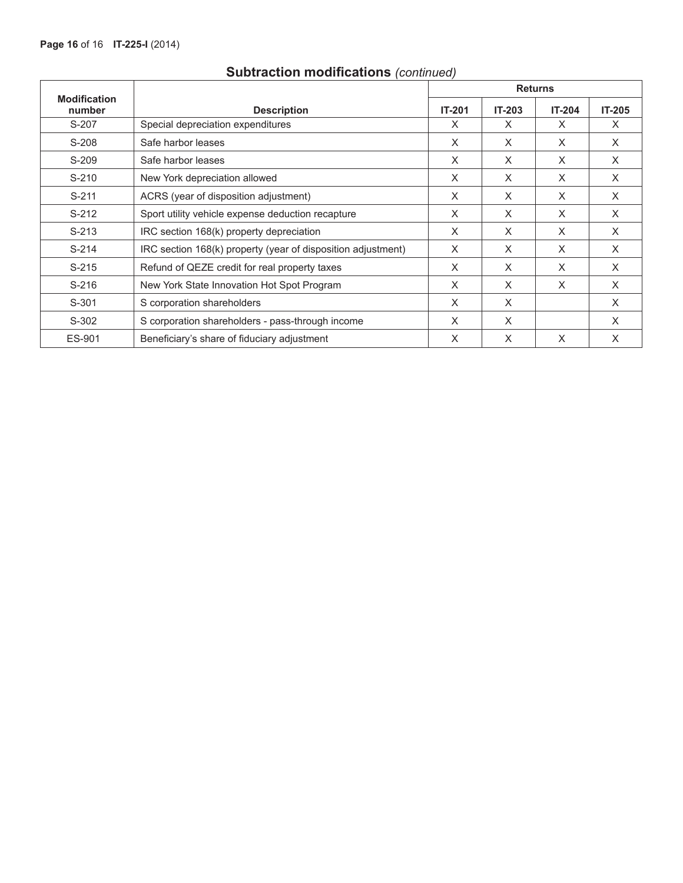## Subtraction modifications *(continued)*

| Modification number | Description | Returns | | | |
|---|---|---|---|---|---|
| | | IT-201 | IT-203 | IT-204 | IT-205 |
| S-207 | Special depreciation expenditures | X | X | X | X |
| S-208 | Safe harbor leases | X | X | X | X |
| S-209 | Safe harbor leases | X | X | X | X |
| S-210 | New York depreciation allowed | X | X | X | X |
| S-211 | ACRS (year of disposition adjustment) | X | X | X | X |
| S-212 | Sport utility vehicle expense deduction recapture | X | X | X | X |
| S-213 | IRC section 168(k) property depreciation | X | X | X | X |
| S-214 | IRC section 168(k) property (year of disposition adjustment) | X | X | X | X |
| S-215 | Refund of QEZE credit for real property taxes | X | X | X | X |
| S-216 | New York State Innovation Hot Spot Program | X | X | X | X |
| S-301 | S corporation shareholders | X | X | | X |
| S-302 | S corporation shareholders - pass-through income | X | X | | X |
| ES-901 | Beneficiary's share of fiduciary adjustment | X | X | X | X |